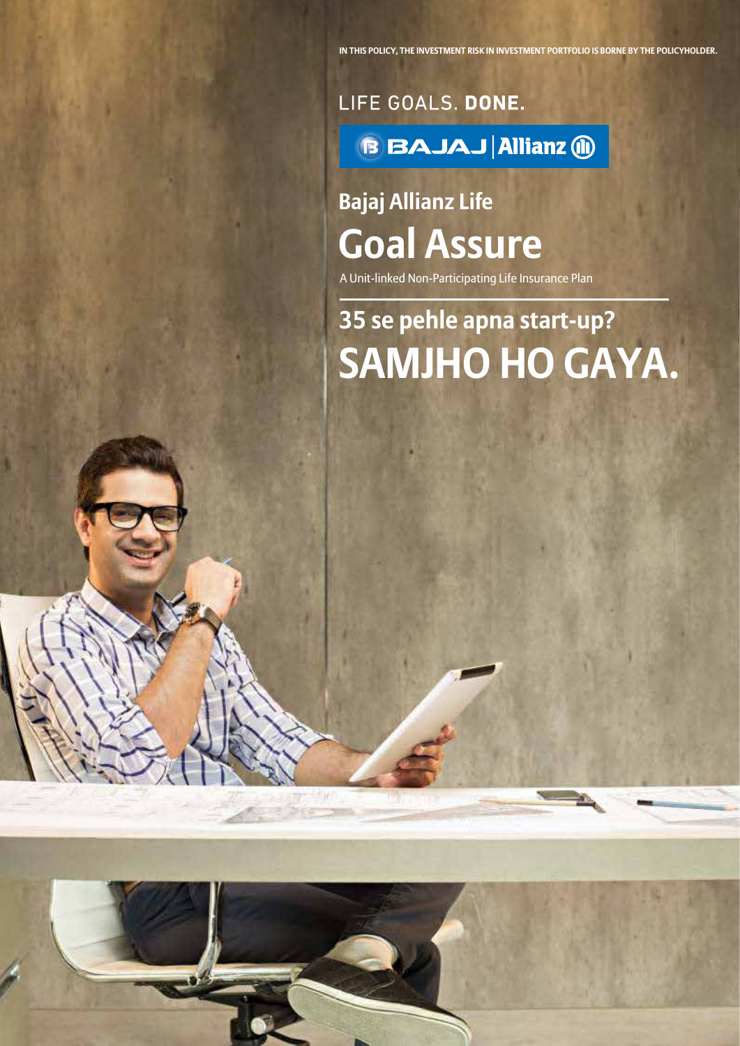IN THIS POLICY, THE INVESTMENT RISK IN INVESTMENT PORTFOLIO IS BORNE BY THE POLICYHOLDER.

LIFE GOALS. **DONE.**

BAJAJ | Allianz

## Bajaj Allianz Life

# Goal Assure

A Unit-linked Non-Participating Life Insurance Plan

## 35 se pehle apna start-up?

# SAMJHO HO GAYA.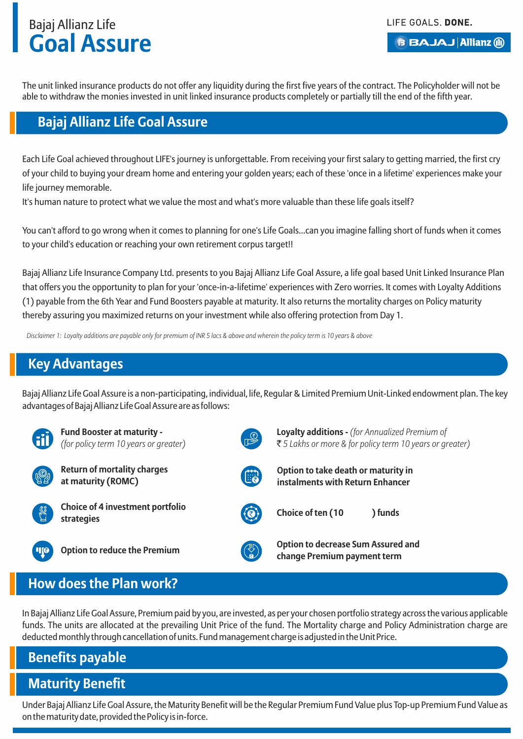# Bajaj Allianz Life Goal Assure

The unit linked insurance products do not offer any liquidity during the first five years of the contract. The Policyholder will not be able to withdraw the monies invested in unit linked insurance products completely or partially till the end of the fifth year.

## Bajaj Allianz Life Goal Assure

Each Life Goal achieved throughout LIFE's journey is unforgettable. From receiving your first salary to getting married, the first cry of your child to buying your dream home and entering your golden years; each of these 'once in a lifetime' experiences make your life journey memorable.

It's human nature to protect what we value the most and what's more valuable than these life goals itself?

You can't afford to go wrong when it comes to planning for one's Life Goals...can you imagine falling short of funds when it comes to your child's education or reaching your own retirement corpus target!!

Bajaj Allianz Life Insurance Company Ltd. presents to you Bajaj Allianz Life Goal Assure, a life goal based Unit Linked Insurance Plan that offers you the opportunity to plan for your 'once-in-a-lifetime' experiences with Zero worries. It comes with Loyalty Additions (1) payable from the 6th Year and Fund Boosters payable at maturity. It also returns the mortality charges on Policy maturity thereby assuring you maximized returns on your investment while also offering protection from Day 1.

*Disclaimer 1: Loyalty additions are payable only for premium of INR 5 lacs & above and wherein the policy term is 10 years & above*

## Key Advantages

Bajaj Allianz Life Goal Assure is a non-participating, individual, life, Regular & Limited Premium Unit-Linked endowment plan. The key advantages of Bajaj Allianz Life Goal Assure are as follows:

- **Fund Booster at maturity** - *(for policy term 10 years or greater)*
- **Loyalty additions** - *(for Annualized Premium of ₹ 5 Lakhs or more & for policy term 10 years or greater)*
- **Return of mortality charges at maturity (ROMC)**
- **Option to take death or maturity in instalments with Return Enhancer**
- **Choice of 4 investment portfolio strategies**
- **Choice of ten (10 ) funds**
- **Option to reduce the Premium**
- **Option to decrease Sum Assured and change Premium payment term**

## How does the Plan work?

In Bajaj Allianz Life Goal Assure, Premium paid by you, are invested, as per your chosen portfolio strategy across the various applicable funds. The units are allocated at the prevailing Unit Price of the fund. The Mortality charge and Policy Administration charge are deducted monthly through cancellation of units. Fund management charge is adjusted in the Unit Price.

## Benefits payable

## Maturity Benefit

Under Bajaj Allianz Life Goal Assure, the Maturity Benefit will be the Regular Premium Fund Value plus Top-up Premium Fund Value as on the maturity date, provided the Policy is in-force.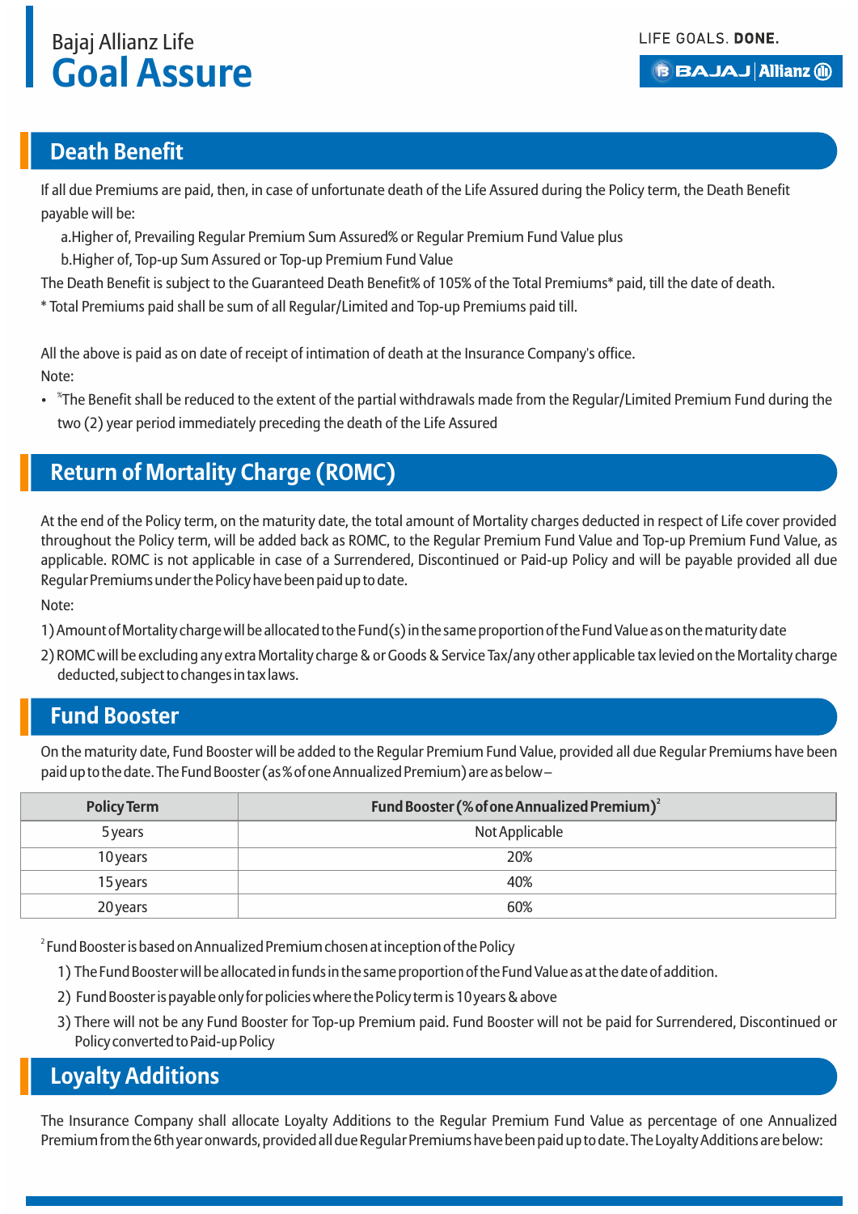## Death Benefit

If all due Premiums are paid, then, in case of unfortunate death of the Life Assured during the Policy term, the Death Benefit payable will be:

a. Higher of, Prevailing Regular Premium Sum Assured% or Regular Premium Fund Value plus

b. Higher of, Top-up Sum Assured or Top-up Premium Fund Value

The Death Benefit is subject to the Guaranteed Death Benefit% of 105% of the Total Premiums* paid, till the date of death.

* Total Premiums paid shall be sum of all Regular/Limited and Top-up Premiums paid till.

All the above is paid as on date of receipt of intimation of death at the Insurance Company's office.

Note:

- %The Benefit shall be reduced to the extent of the partial withdrawals made from the Regular/Limited Premium Fund during the two (2) year period immediately preceding the death of the Life Assured

## Return of Mortality Charge (ROMC)

At the end of the Policy term, on the maturity date, the total amount of Mortality charges deducted in respect of Life cover provided throughout the Policy term, will be added back as ROMC, to the Regular Premium Fund Value and Top-up Premium Fund Value, as applicable. ROMC is not applicable in case of a Surrendered, Discontinued or Paid-up Policy and will be payable provided all due Regular Premiums under the Policy have been paid up to date.

Note:

1) Amount of Mortality charge will be allocated to the Fund(s) in the same proportion of the Fund Value as on the maturity date

2) ROMC will be excluding any extra Mortality charge & or Goods & Service Tax/any other applicable tax levied on the Mortality charge deducted, subject to changes in tax laws.

## Fund Booster

On the maturity date, Fund Booster will be added to the Regular Premium Fund Value, provided all due Regular Premiums have been paid up to the date. The Fund Booster (as % of one Annualized Premium) are as below –

| Policy Term | Fund Booster (% of one Annualized Premium)[2] |
|---|---|
| 5 years | Not Applicable |
| 10 years | 20% |
| 15 years | 40% |
| 20 years | 60% |

[2] Fund Booster is based on Annualized Premium chosen at inception of the Policy

1) The Fund Booster will be allocated in funds in the same proportion of the Fund Value as at the date of addition.

2) Fund Booster is payable only for policies where the Policy term is 10 years & above

3) There will not be any Fund Booster for Top-up Premium paid. Fund Booster will not be paid for Surrendered, Discontinued or Policy converted to Paid-up Policy

## Loyalty Additions

The Insurance Company shall allocate Loyalty Additions to the Regular Premium Fund Value as percentage of one Annualized Premium from the 6th year onwards, provided all due Regular Premiums have been paid up to date. The Loyalty Additions are below: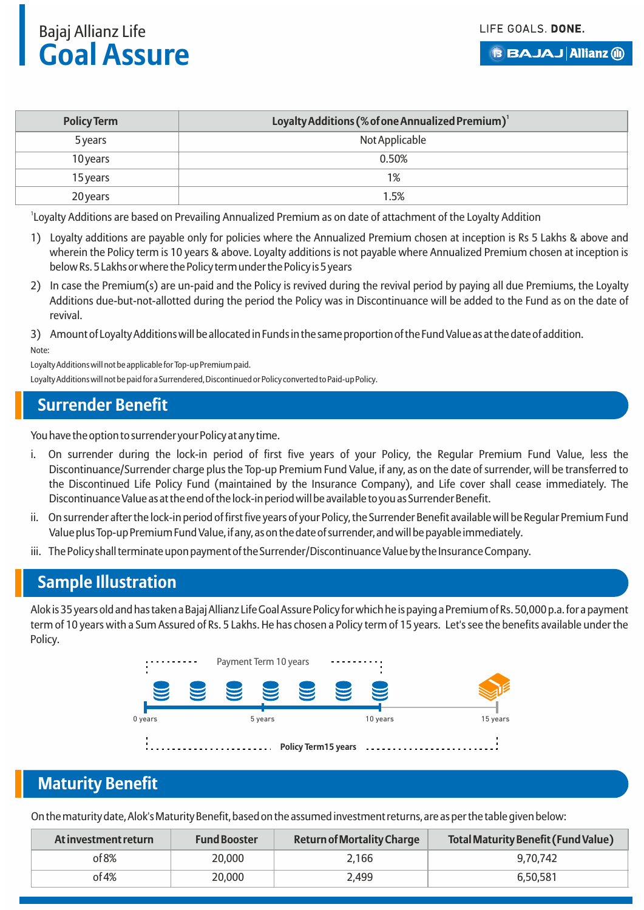| Policy Term | Loyalty Additions (% of one Annualized Premium)[1] |
|---|---|
| 5 years | Not Applicable |
| 10 years | 0.50% |
| 15 years | 1% |
| 20 years | 1.5% |

[1]Loyalty Additions are based on Prevailing Annualized Premium as on date of attachment of the Loyalty Addition

1) Loyalty additions are payable only for policies where the Annualized Premium chosen at inception is Rs 5 Lakhs & above and wherein the Policy term is 10 years & above. Loyalty additions is not payable where Annualized Premium chosen at inception is below Rs. 5 Lakhs or where the Policy term under the Policy is 5 years

2) In case the Premium(s) are un-paid and the Policy is revived during the revival period by paying all due Premiums, the Loyalty Additions due-but-not-allotted during the period the Policy was in Discontinuance will be added to the Fund as on the date of revival.

3) Amount of Loyalty Additions will be allocated in Funds in the same proportion of the Fund Value as at the date of addition.

Note:

Loyalty Additions will not be applicable for Top-up Premium paid.

Loyalty Additions will not be paid for a Surrendered, Discontinued or Policy converted to Paid-up Policy.

## Surrender Benefit

You have the option to surrender your Policy at any time.

i. On surrender during the lock-in period of first five years of your Policy, the Regular Premium Fund Value, less the Discontinuance/Surrender charge plus the Top-up Premium Fund Value, if any, as on the date of surrender, will be transferred to the Discontinued Life Policy Fund (maintained by the Insurance Company), and Life cover shall cease immediately. The Discontinuance Value as at the end of the lock-in period will be available to you as Surrender Benefit.

ii. On surrender after the lock-in period of first five years of your Policy, the Surrender Benefit available will be Regular Premium Fund Value plus Top-up Premium Fund Value, if any, as on the date of surrender, and will be payable immediately.

iii. The Policy shall terminate upon payment of the Surrender/Discontinuance Value by the Insurance Company.

## Sample Illustration

Alok is 35 years old and has taken a Bajaj Allianz Life Goal Assure Policy for which he is paying a Premium of Rs. 50,000 p.a. for a payment term of 10 years with a Sum Assured of Rs. 5 Lakhs. He has chosen a Policy term of 15 years. Let's see the benefits available under the Policy.

Payment Term 10 years

0 years · 5 years · 10 years · 15 years

Policy Term 15 years

## Maturity Benefit

On the maturity date, Alok's Maturity Benefit, based on the assumed investment returns, are as per the table given below:

| At investment return | Fund Booster | Return of Mortality Charge | Total Maturity Benefit (Fund Value) |
|---|---|---|---|
| of 8% | 20,000 | 2,166 | 9,70,742 |
| of 4% | 20,000 | 2,499 | 6,50,581 |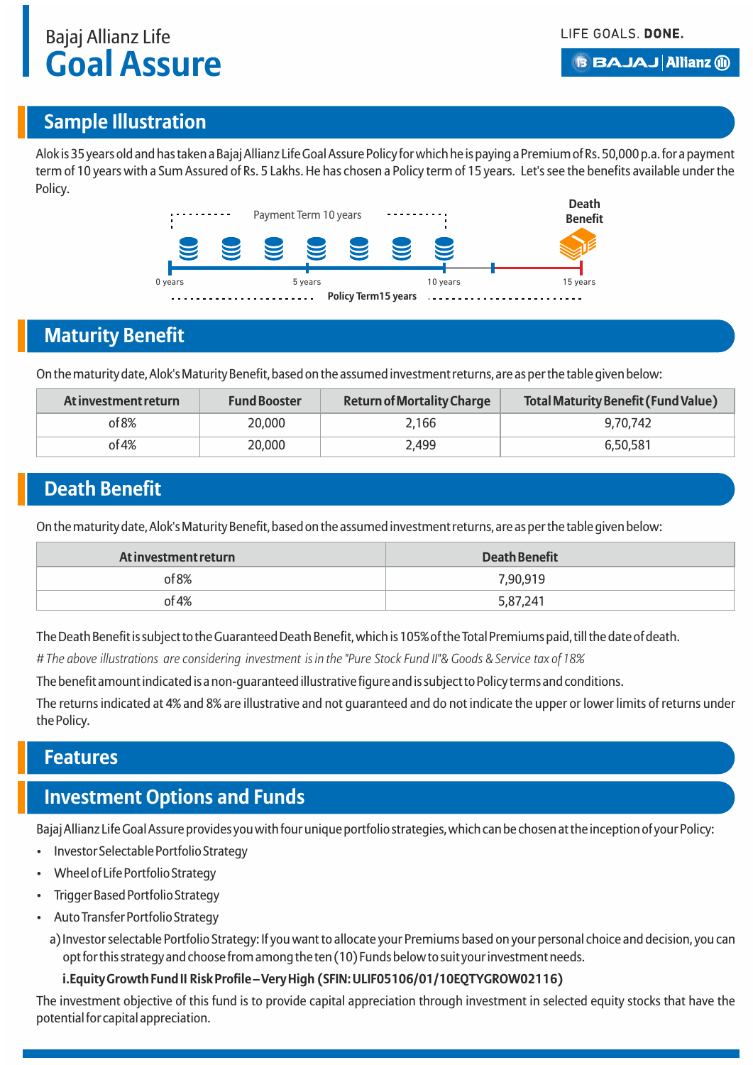# Bajaj Allianz Life
# Goal Assure

LIFE GOALS. **DONE.**

## Sample Illustration

Alok is 35 years old and has taken a Bajaj Allianz Life Goal Assure Policy for which he is paying a Premium of Rs. 50,000 p.a. for a payment term of 10 years with a Sum Assured of Rs. 5 Lakhs. He has chosen a Policy term of 15 years. Let's see the benefits available under the Policy.

Payment Term 10 years

Death Benefit

0 years | 5 years | 10 years | 15 years

**Policy Term15 years**

## Maturity Benefit

On the maturity date, Alok's Maturity Benefit, based on the assumed investment returns, are as per the table given below:

| At investment return | Fund Booster | Return of Mortality Charge | Total Maturity Benefit (Fund Value) |
|---|---|---|---|
| of 8% | 20,000 | 2,166 | 9,70,742 |
| of 4% | 20,000 | 2,499 | 6,50,581 |

## Death Benefit

On the maturity date, Alok's Maturity Benefit, based on the assumed investment returns, are as per the table given below:

| At investment return | Death Benefit |
|---|---|
| of 8% | 7,90,919 |
| of 4% | 5,87,241 |

The Death Benefit is subject to the Guaranteed Death Benefit, which is 105% of the Total Premiums paid, till the date of death.

*# The above illustrations are considering investment is in the "Pure Stock Fund II"& Goods & Service tax of 18%*

The benefit amount indicated is a non-guaranteed illustrative figure and is subject to Policy terms and conditions.

The returns indicated at 4% and 8% are illustrative and not guaranteed and do not indicate the upper or lower limits of returns under the Policy.

## Features

## Investment Options and Funds

Bajaj Allianz Life Goal Assure provides you with four unique portfolio strategies, which can be chosen at the inception of your Policy:

- Investor Selectable Portfolio Strategy
- Wheel of Life Portfolio Strategy
- Trigger Based Portfolio Strategy
- Auto Transfer Portfolio Strategy

a) Investor selectable Portfolio Strategy: If you want to allocate your Premiums based on your personal choice and decision, you can opt for this strategy and choose from among the ten (10) Funds below to suit your investment needs.

**i.Equity Growth Fund II Risk Profile – Very High (SFIN: ULIF05106/01/10EQTYGROW02116)**

The investment objective of this fund is to provide capital appreciation through investment in selected equity stocks that have the potential for capital appreciation.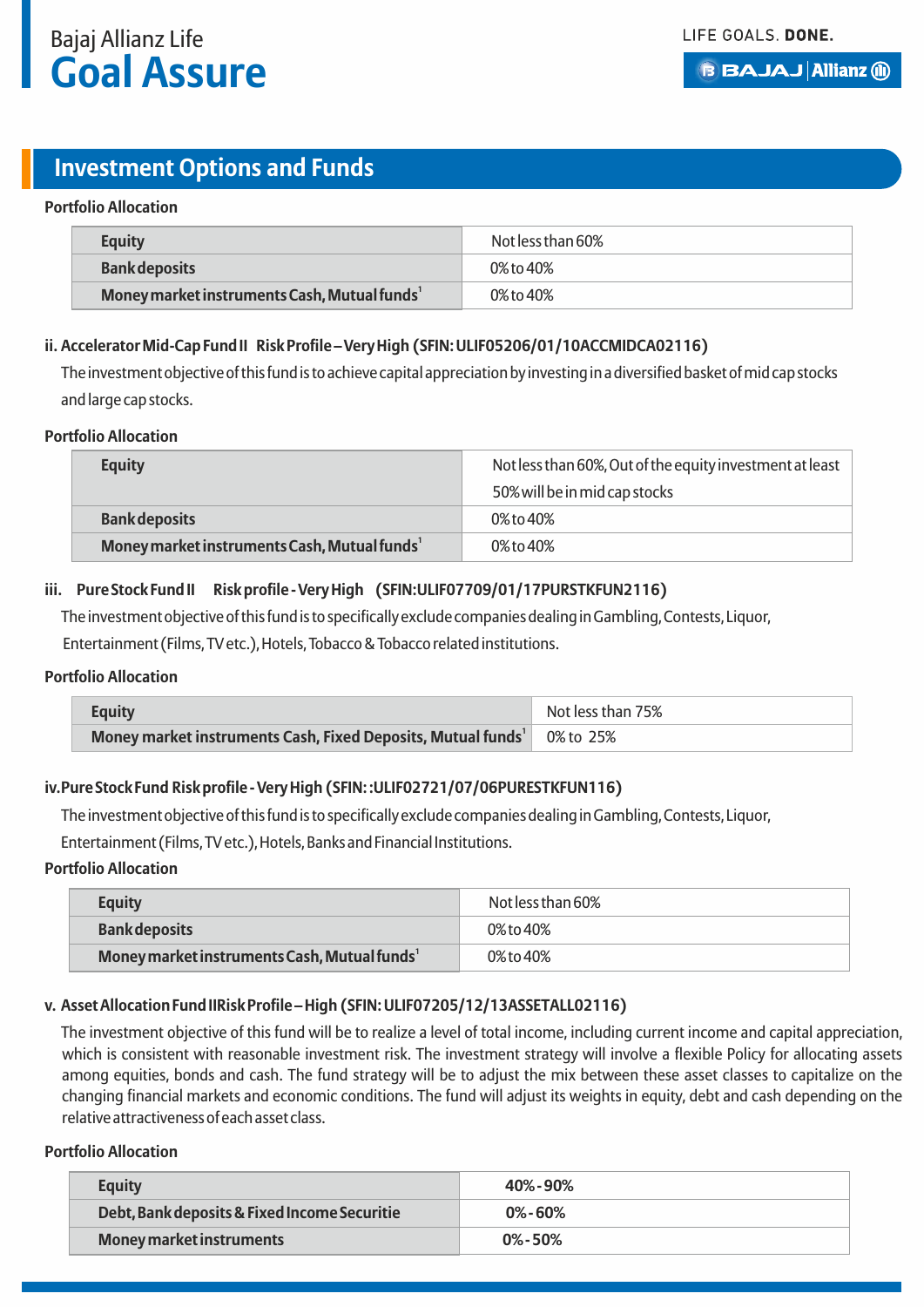## Investment Options and Funds

**Portfolio Allocation**

| | |
|---|---|
| **Equity** | Not less than 60% |
| **Bank deposits** | 0% to 40% |
| **Money market instruments Cash, Mutual funds**[1] | 0% to 40% |

**ii. Accelerator Mid-Cap Fund II Risk Profile – Very High (SFIN: ULIF05206/01/10ACCMIDCA02116)**

The investment objective of this fund is to achieve capital appreciation by investing in a diversified basket of mid cap stocks and large cap stocks.

**Portfolio Allocation**

| | |
|---|---|
| **Equity** | Not less than 60%, Out of the equity investment at least 50% will be in mid cap stocks |
| **Bank deposits** | 0% to 40% |
| **Money market instruments Cash, Mutual funds**[1] | 0% to 40% |

**iii. Pure Stock Fund II Risk profile - Very High (SFIN:ULIF07709/01/17PURSTKFUN2116)**

The investment objective of this fund is to specifically exclude companies dealing in Gambling, Contests, Liquor, Entertainment (Films, TV etc.), Hotels, Tobacco & Tobacco related institutions.

**Portfolio Allocation**

| | |
|---|---|
| **Equity** | Not less than 75% |
| **Money market instruments Cash, Fixed Deposits, Mutual funds**[1] | 0% to 25% |

**iv. Pure Stock Fund Risk profile - Very High (SFIN: :ULIF02721/07/06PURESTKFUN116)**

The investment objective of this fund is to specifically exclude companies dealing in Gambling, Contests, Liquor, Entertainment (Films, TV etc.), Hotels, Banks and Financial Institutions.

**Portfolio Allocation**

| | |
|---|---|
| **Equity** | Not less than 60% |
| **Bank deposits** | 0% to 40% |
| **Money market instruments Cash, Mutual funds**[1] | 0% to 40% |

**v. Asset Allocation Fund II Risk Profile – High (SFIN: ULIF07205/12/13ASSETALL02116)**

The investment objective of this fund will be to realize a level of total income, including current income and capital appreciation, which is consistent with reasonable investment risk. The investment strategy will involve a flexible Policy for allocating assets among equities, bonds and cash. The fund strategy will be to adjust the mix between these asset classes to capitalize on the changing financial markets and economic conditions. The fund will adjust its weights in equity, debt and cash depending on the relative attractiveness of each asset class.

**Portfolio Allocation**

| | |
|---|---|
| **Equity** | **40% - 90%** |
| **Debt, Bank deposits & Fixed Income Securitie** | **0% - 60%** |
| **Money market instruments** | **0% - 50%** |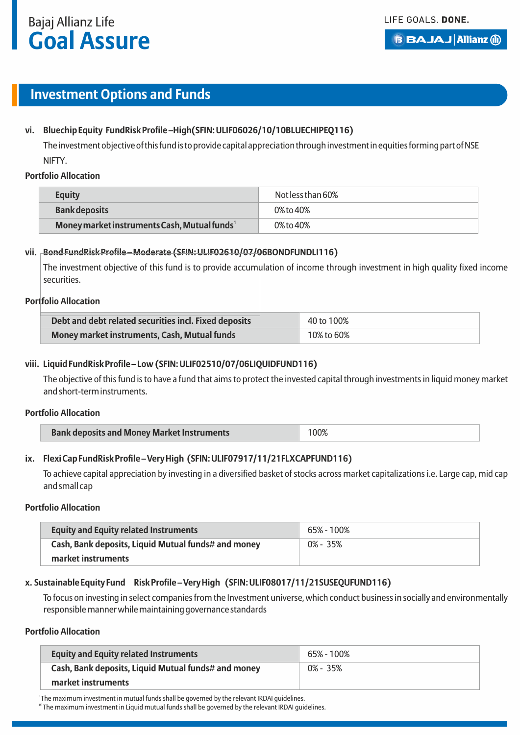## Investment Options and Funds

**vi. Bluechip Equity Fund Risk Profile – High (SFIN: ULIF06026/10/10BLUECHIPEQ116)**

The investment objective of this fund is to provide capital appreciation through investment in equities forming part of NSE NIFTY.

**Portfolio Allocation**

| | |
|---|---|
| **Equity** | Not less than 60% |
| **Bank deposits** | 0% to 40% |
| **Money market instruments Cash, Mutual funds**[1] | 0% to 40% |

**vii. Bond Fund Risk Profile – Moderate (SFIN: ULIF02610/07/06BONDFUNDLI116)**

The investment objective of this fund is to provide accumulation of income through investment in high quality fixed income securities.

**Portfolio Allocation**

| | |
|---|---|
| **Debt and debt related securities incl. Fixed deposits** | 40 to 100% |
| **Money market instruments, Cash, Mutual funds** | 10% to 60% |

**viii. Liquid Fund Risk Profile – Low (SFIN: ULIF02510/07/06LIQUIDFUND116)**

The objective of this fund is to have a fund that aims to protect the invested capital through investments in liquid money market and short-term instruments.

**Portfolio Allocation**

| | |
|---|---|
| **Bank deposits and Money Market Instruments** | 100% |

**ix. Flexi Cap Fund Risk Profile – Very High (SFIN: ULIF07917/11/21FLXCAPFUND116)**

To achieve capital appreciation by investing in a diversified basket of stocks across market capitalizations i.e. Large cap, mid cap and small cap

**Portfolio Allocation**

| | |
|---|---|
| **Equity and Equity related Instruments** | 65% - 100% |
| **Cash, Bank deposits, Liquid Mutual funds# and money market instruments** | 0% - 35% |

**x. Sustainable Equity Fund Risk Profile – Very High (SFIN: ULIF08017/11/21SUSEQUFUND116)**

To focus on investing in select companies from the Investment universe, which conduct business in socially and environmentally responsible manner while maintaining governance standards

**Portfolio Allocation**

| | |
|---|---|
| **Equity and Equity related Instruments** | 65% - 100% |
| **Cash, Bank deposits, Liquid Mutual funds# and money market instruments** | 0% - 35% |

[1]The maximum investment in mutual funds shall be governed by the relevant IRDAI guidelines.

[#1]The maximum investment in Liquid mutual funds shall be governed by the relevant IRDAI guidelines.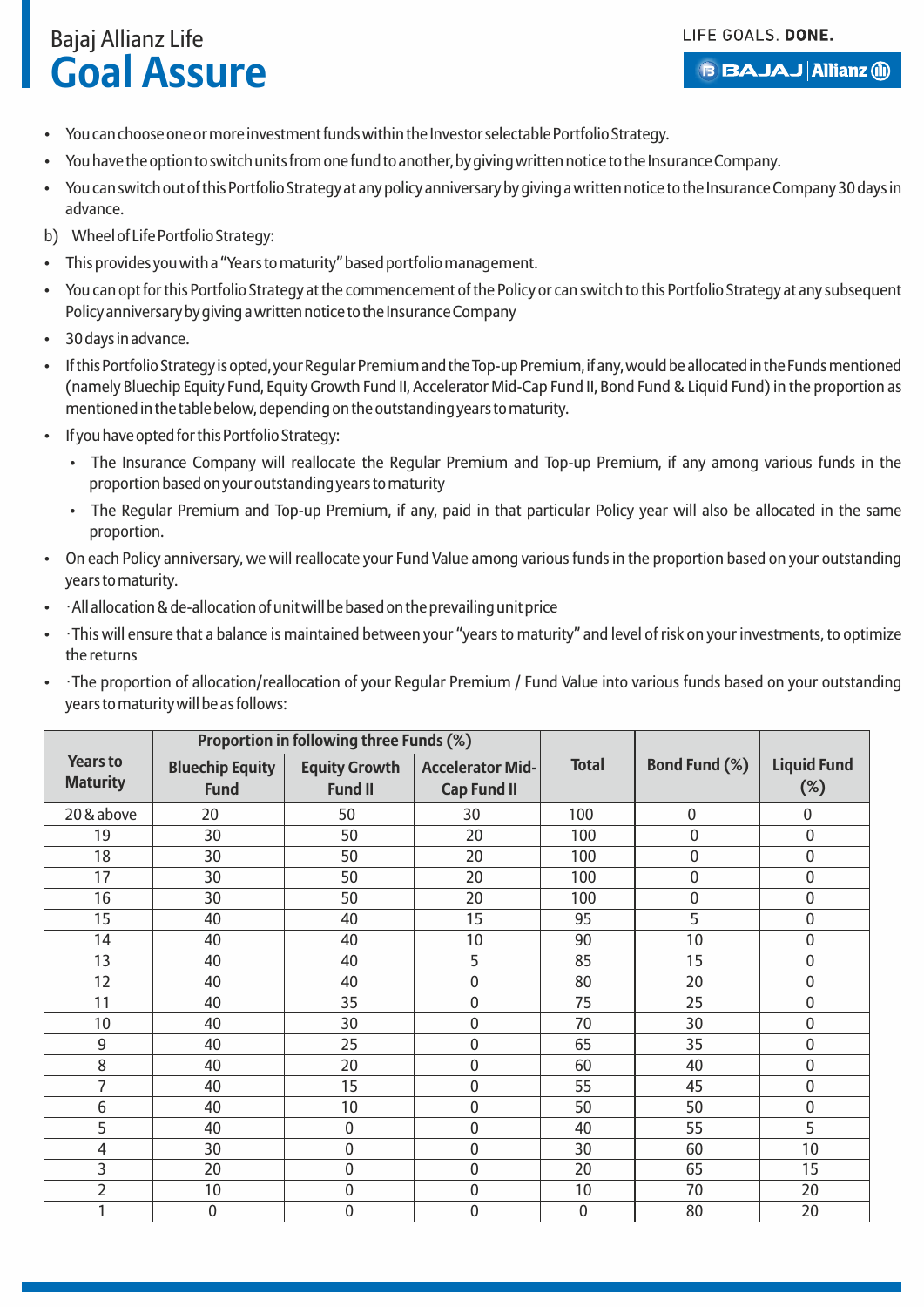- You can choose one or more investment funds within the Investor selectable Portfolio Strategy.
- You have the option to switch units from one fund to another, by giving written notice to the Insurance Company.
- You can switch out of this Portfolio Strategy at any policy anniversary by giving a written notice to the Insurance Company 30 days in advance.

b) Wheel of Life Portfolio Strategy:

- This provides you with a "Years to maturity" based portfolio management.
- You can opt for this Portfolio Strategy at the commencement of the Policy or can switch to this Portfolio Strategy at any subsequent Policy anniversary by giving a written notice to the Insurance Company
- 30 days in advance.
- If this Portfolio Strategy is opted, your Regular Premium and the Top-up Premium, if any, would be allocated in the Funds mentioned (namely Bluechip Equity Fund, Equity Growth Fund II, Accelerator Mid-Cap Fund II, Bond Fund & Liquid Fund) in the proportion as mentioned in the table below, depending on the outstanding years to maturity.
- If you have opted for this Portfolio Strategy:
  - The Insurance Company will reallocate the Regular Premium and Top-up Premium, if any among various funds in the proportion based on your outstanding years to maturity
  - The Regular Premium and Top-up Premium, if any, paid in that particular Policy year will also be allocated in the same proportion.
- On each Policy anniversary, we will reallocate your Fund Value among various funds in the proportion based on your outstanding years to maturity.
- ·All allocation & de-allocation of unit will be based on the prevailing unit price
- ·This will ensure that a balance is maintained between your "years to maturity" and level of risk on your investments, to optimize the returns
- ·The proportion of allocation/reallocation of your Regular Premium / Fund Value into various funds based on your outstanding years to maturity will be as follows:

| Years to Maturity | Proportion in following three Funds (%) | | | Total | Bond Fund (%) | Liquid Fund (%) |
|---|---|---|---|---|---|---|
| | Bluechip Equity Fund | Equity Growth Fund II | Accelerator Mid-Cap Fund II | | | |
| 20 & above | 20 | 50 | 30 | 100 | 0 | 0 |
| 19 | 30 | 50 | 20 | 100 | 0 | 0 |
| 18 | 30 | 50 | 20 | 100 | 0 | 0 |
| 17 | 30 | 50 | 20 | 100 | 0 | 0 |
| 16 | 30 | 50 | 20 | 100 | 0 | 0 |
| 15 | 40 | 40 | 15 | 95 | 5 | 0 |
| 14 | 40 | 40 | 10 | 90 | 10 | 0 |
| 13 | 40 | 40 | 5 | 85 | 15 | 0 |
| 12 | 40 | 40 | 0 | 80 | 20 | 0 |
| 11 | 40 | 35 | 0 | 75 | 25 | 0 |
| 10 | 40 | 30 | 0 | 70 | 30 | 0 |
| 9 | 40 | 25 | 0 | 65 | 35 | 0 |
| 8 | 40 | 20 | 0 | 60 | 40 | 0 |
| 7 | 40 | 15 | 0 | 55 | 45 | 0 |
| 6 | 40 | 10 | 0 | 50 | 50 | 0 |
| 5 | 40 | 0 | 0 | 40 | 55 | 5 |
| 4 | 30 | 0 | 0 | 30 | 60 | 10 |
| 3 | 20 | 0 | 0 | 20 | 65 | 15 |
| 2 | 10 | 0 | 0 | 10 | 70 | 20 |
| 1 | 0 | 0 | 0 | 0 | 80 | 20 |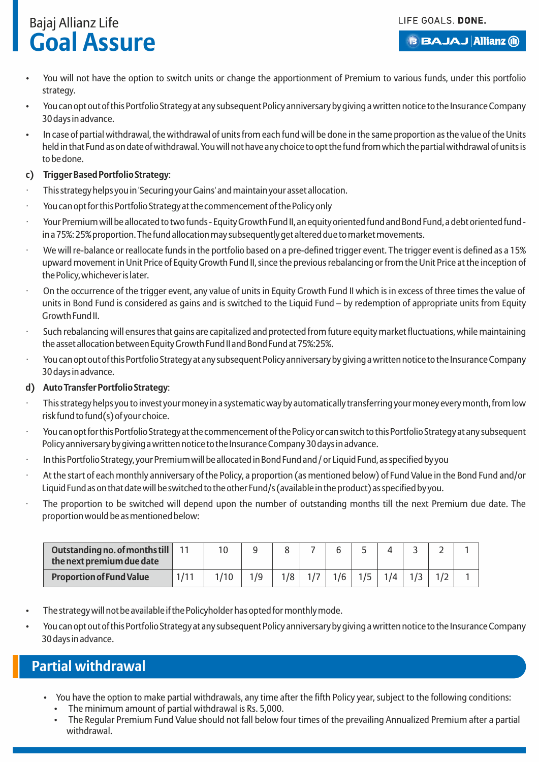- You will not have the option to switch units or change the apportionment of Premium to various funds, under this portfolio strategy.
- You can opt out of this Portfolio Strategy at any subsequent Policy anniversary by giving a written notice to the Insurance Company 30 days in advance.
- In case of partial withdrawal, the withdrawal of units from each fund will be done in the same proportion as the value of the Units held in that Fund as on date of withdrawal. You will not have any choice to opt the fund from which the partial withdrawal of units is to be done.

**c) Trigger Based Portfolio Strategy**:

- This strategy helps you in 'Securing your Gains' and maintain your asset allocation.
- You can opt for this Portfolio Strategy at the commencement of the Policy only
- Your Premium will be allocated to two funds - Equity Growth Fund II, an equity oriented fund and Bond Fund, a debt oriented fund - in a 75%: 25% proportion. The fund allocation may subsequently get altered due to market movements.
- We will re-balance or reallocate funds in the portfolio based on a pre-defined trigger event. The trigger event is defined as a 15% upward movement in Unit Price of Equity Growth Fund II, since the previous rebalancing or from the Unit Price at the inception of the Policy, whichever is later.
- On the occurrence of the trigger event, any value of units in Equity Growth Fund II which is in excess of three times the value of units in Bond Fund is considered as gains and is switched to the Liquid Fund – by redemption of appropriate units from Equity Growth Fund II.
- Such rebalancing will ensures that gains are capitalized and protected from future equity market fluctuations, while maintaining the asset allocation between Equity Growth Fund II and Bond Fund at 75%:25%.
- You can opt out of this Portfolio Strategy at any subsequent Policy anniversary by giving a written notice to the Insurance Company 30 days in advance.

**d) Auto Transfer Portfolio Strategy**:

- This strategy helps you to invest your money in a systematic way by automatically transferring your money every month, from low risk fund to fund(s) of your choice.
- You can opt for this Portfolio Strategy at the commencement of the Policy or can switch to this Portfolio Strategy at any subsequent Policy anniversary by giving a written notice to the Insurance Company 30 days in advance.
- In this Portfolio Strategy, your Premium will be allocated in Bond Fund and / or Liquid Fund, as specified by you
- At the start of each monthly anniversary of the Policy, a proportion (as mentioned below) of Fund Value in the Bond Fund and/or Liquid Fund as on that date will be switched to the other Fund/s (available in the product) as specified by you.
- The proportion to be switched will depend upon the number of outstanding months till the next Premium due date. The proportion would be as mentioned below:

| **Outstanding no. of months till the next premium due date** | 11 | 10 | 9 | 8 | 7 | 6 | 5 | 4 | 3 | 2 | 1 |
|---|---|---|---|---|---|---|---|---|---|---|---|
| **Proportion of Fund Value** | 1/11 | 1/10 | 1/9 | 1/8 | 1/7 | 1/6 | 1/5 | 1/4 | 1/3 | 1/2 | 1 |

- The strategy will not be available if the Policyholder has opted for monthly mode.
- You can opt out of this Portfolio Strategy at any subsequent Policy anniversary by giving a written notice to the Insurance Company 30 days in advance.

## Partial withdrawal

- You have the option to make partial withdrawals, any time after the fifth Policy year, subject to the following conditions:
  - The minimum amount of partial withdrawal is Rs. 5,000.
  - The Regular Premium Fund Value should not fall below four times of the prevailing Annualized Premium after a partial withdrawal.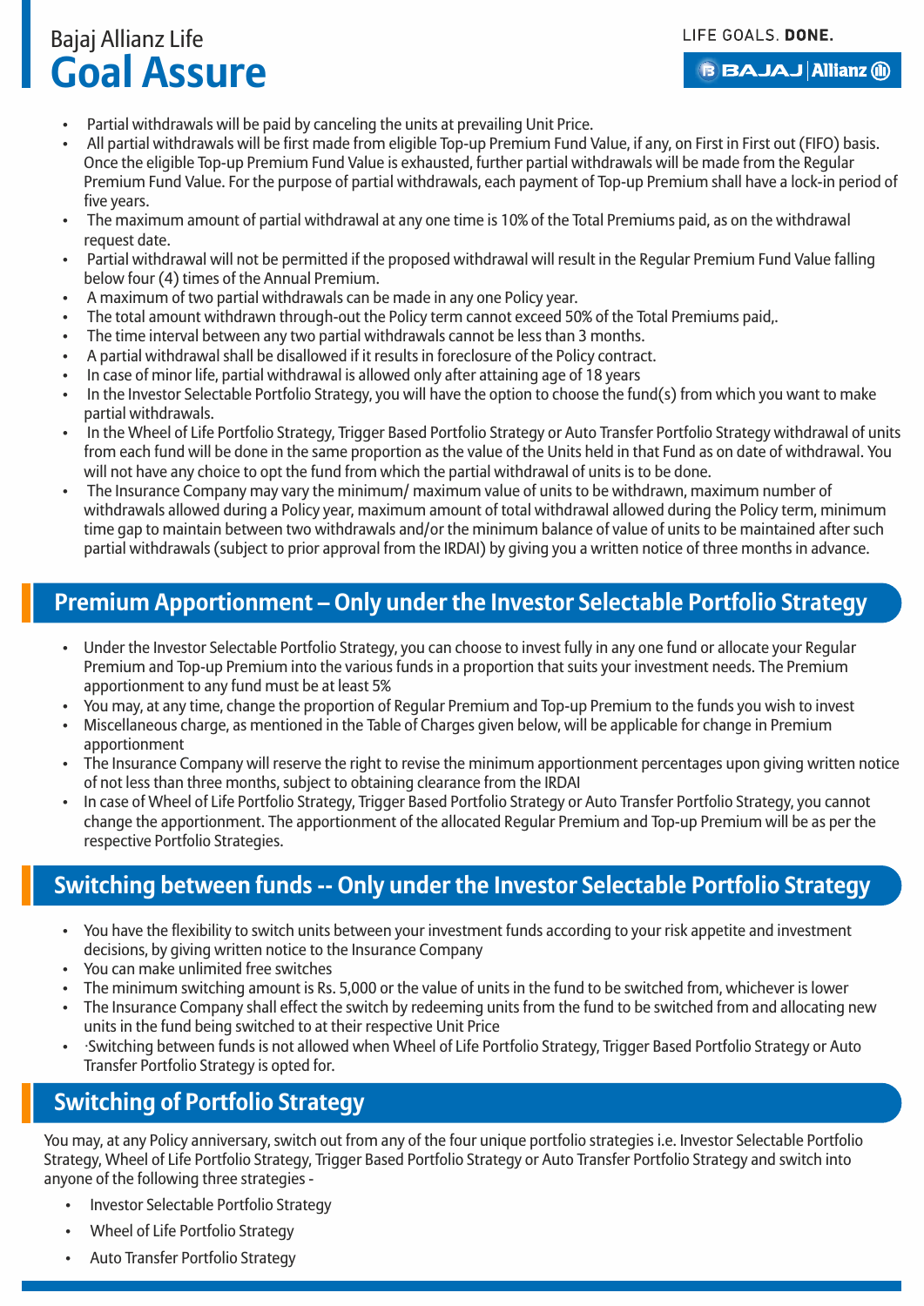- Partial withdrawals will be paid by canceling the units at prevailing Unit Price.
- All partial withdrawals will be first made from eligible Top-up Premium Fund Value, if any, on First in First out (FIFO) basis. Once the eligible Top-up Premium Fund Value is exhausted, further partial withdrawals will be made from the Regular Premium Fund Value. For the purpose of partial withdrawals, each payment of Top-up Premium shall have a lock-in period of five years.
- The maximum amount of partial withdrawal at any one time is 10% of the Total Premiums paid, as on the withdrawal request date.
- Partial withdrawal will not be permitted if the proposed withdrawal will result in the Regular Premium Fund Value falling below four (4) times of the Annual Premium.
- A maximum of two partial withdrawals can be made in any one Policy year.
- The total amount withdrawn through-out the Policy term cannot exceed 50% of the Total Premiums paid,.
- The time interval between any two partial withdrawals cannot be less than 3 months.
- A partial withdrawal shall be disallowed if it results in foreclosure of the Policy contract.
- In case of minor life, partial withdrawal is allowed only after attaining age of 18 years
- In the Investor Selectable Portfolio Strategy, you will have the option to choose the fund(s) from which you want to make partial withdrawals.
- In the Wheel of Life Portfolio Strategy, Trigger Based Portfolio Strategy or Auto Transfer Portfolio Strategy withdrawal of units from each fund will be done in the same proportion as the value of the Units held in that Fund as on date of withdrawal. You will not have any choice to opt the fund from which the partial withdrawal of units is to be done.
- The Insurance Company may vary the minimum/ maximum value of units to be withdrawn, maximum number of withdrawals allowed during a Policy year, maximum amount of total withdrawal allowed during the Policy term, minimum time gap to maintain between two withdrawals and/or the minimum balance of value of units to be maintained after such partial withdrawals (subject to prior approval from the IRDAI) by giving you a written notice of three months in advance.

## Premium Apportionment – Only under the Investor Selectable Portfolio Strategy

- Under the Investor Selectable Portfolio Strategy, you can choose to invest fully in any one fund or allocate your Regular Premium and Top-up Premium into the various funds in a proportion that suits your investment needs. The Premium apportionment to any fund must be at least 5%
- You may, at any time, change the proportion of Regular Premium and Top-up Premium to the funds you wish to invest
- Miscellaneous charge, as mentioned in the Table of Charges given below, will be applicable for change in Premium apportionment
- The Insurance Company will reserve the right to revise the minimum apportionment percentages upon giving written notice of not less than three months, subject to obtaining clearance from the IRDAI
- In case of Wheel of Life Portfolio Strategy, Trigger Based Portfolio Strategy or Auto Transfer Portfolio Strategy, you cannot change the apportionment. The apportionment of the allocated Regular Premium and Top-up Premium will be as per the respective Portfolio Strategies.

## Switching between funds -- Only under the Investor Selectable Portfolio Strategy

- You have the flexibility to switch units between your investment funds according to your risk appetite and investment decisions, by giving written notice to the Insurance Company
- You can make unlimited free switches
- The minimum switching amount is Rs. 5,000 or the value of units in the fund to be switched from, whichever is lower
- The Insurance Company shall effect the switch by redeeming units from the fund to be switched from and allocating new units in the fund being switched to at their respective Unit Price
- ·Switching between funds is not allowed when Wheel of Life Portfolio Strategy, Trigger Based Portfolio Strategy or Auto Transfer Portfolio Strategy is opted for.

## Switching of Portfolio Strategy

You may, at any Policy anniversary, switch out from any of the four unique portfolio strategies i.e. Investor Selectable Portfolio Strategy, Wheel of Life Portfolio Strategy, Trigger Based Portfolio Strategy or Auto Transfer Portfolio Strategy and switch into anyone of the following three strategies -

- Investor Selectable Portfolio Strategy
- Wheel of Life Portfolio Strategy
- Auto Transfer Portfolio Strategy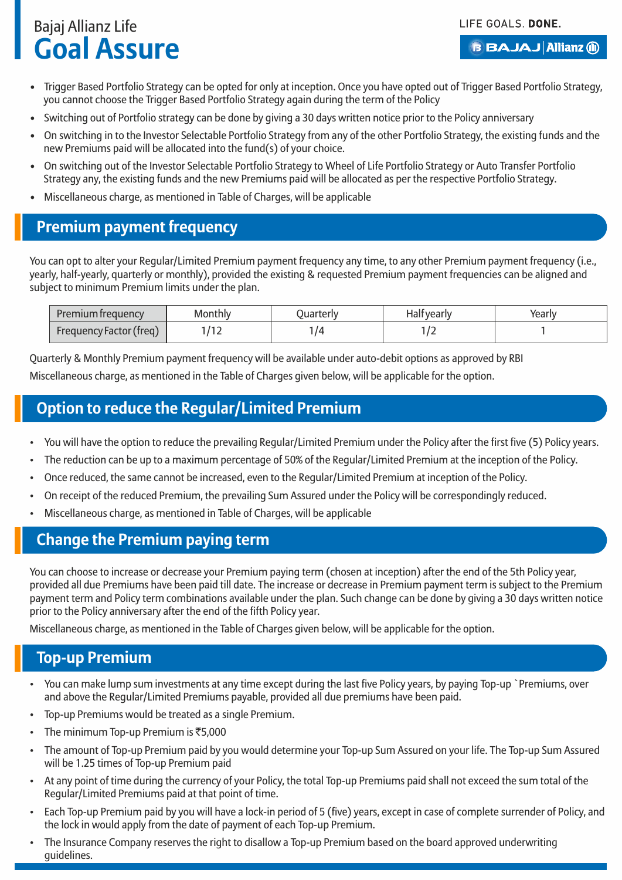- Trigger Based Portfolio Strategy can be opted for only at inception. Once you have opted out of Trigger Based Portfolio Strategy, you cannot choose the Trigger Based Portfolio Strategy again during the term of the Policy
- Switching out of Portfolio strategy can be done by giving a 30 days written notice prior to the Policy anniversary
- On switching in to the Investor Selectable Portfolio Strategy from any of the other Portfolio Strategy, the existing funds and the new Premiums paid will be allocated into the fund(s) of your choice.
- On switching out of the Investor Selectable Portfolio Strategy to Wheel of Life Portfolio Strategy or Auto Transfer Portfolio Strategy any, the existing funds and the new Premiums paid will be allocated as per the respective Portfolio Strategy.
- Miscellaneous charge, as mentioned in Table of Charges, will be applicable

## Premium payment frequency

You can opt to alter your Regular/Limited Premium payment frequency any time, to any other Premium payment frequency (i.e., yearly, half-yearly, quarterly or monthly), provided the existing & requested Premium payment frequencies can be aligned and subject to minimum Premium limits under the plan.

| Premium frequency | Monthly | Quarterly | Half yearly | Yearly |
|---|---|---|---|---|
| Frequency Factor (freq) | 1/12 | 1/4 | 1/2 | 1 |

Quarterly & Monthly Premium payment frequency will be available under auto-debit options as approved by RBI

Miscellaneous charge, as mentioned in the Table of Charges given below, will be applicable for the option.

## Option to reduce the Regular/Limited Premium

- You will have the option to reduce the prevailing Regular/Limited Premium under the Policy after the first five (5) Policy years.
- The reduction can be up to a maximum percentage of 50% of the Regular/Limited Premium at the inception of the Policy.
- Once reduced, the same cannot be increased, even to the Regular/Limited Premium at inception of the Policy.
- On receipt of the reduced Premium, the prevailing Sum Assured under the Policy will be correspondingly reduced.
- Miscellaneous charge, as mentioned in Table of Charges, will be applicable

## Change the Premium paying term

You can choose to increase or decrease your Premium paying term (chosen at inception) after the end of the 5th Policy year, provided all due Premiums have been paid till date. The increase or decrease in Premium payment term is subject to the Premium payment term and Policy term combinations available under the plan. Such change can be done by giving a 30 days written notice prior to the Policy anniversary after the end of the fifth Policy year.

Miscellaneous charge, as mentioned in the Table of Charges given below, will be applicable for the option.

## Top-up Premium

- You can make lump sum investments at any time except during the last five Policy years, by paying Top-up `Premiums, over and above the Regular/Limited Premiums payable, provided all due premiums have been paid.
- Top-up Premiums would be treated as a single Premium.
- The minimum Top-up Premium is ₹5,000
- The amount of Top-up Premium paid by you would determine your Top-up Sum Assured on your life. The Top-up Sum Assured will be 1.25 times of Top-up Premium paid
- At any point of time during the currency of your Policy, the total Top-up Premiums paid shall not exceed the sum total of the Regular/Limited Premiums paid at that point of time.
- Each Top-up Premium paid by you will have a lock-in period of 5 (five) years, except in case of complete surrender of Policy, and the lock in would apply from the date of payment of each Top-up Premium.
- The Insurance Company reserves the right to disallow a Top-up Premium based on the board approved underwriting guidelines.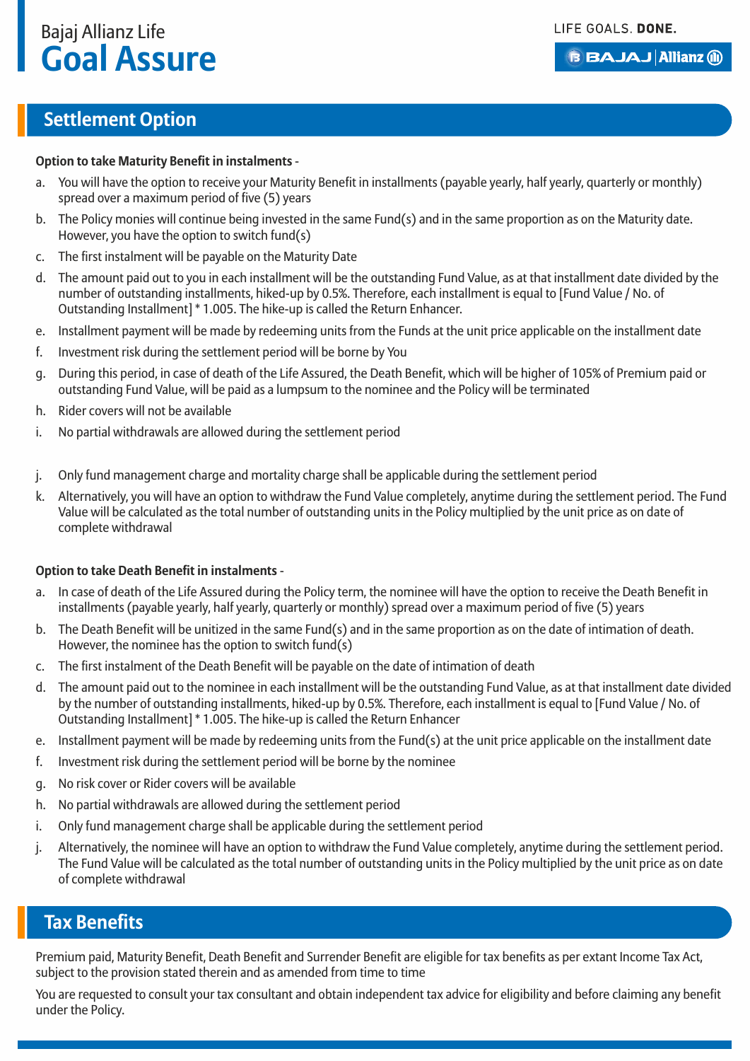## Settlement Option

**Option to take Maturity Benefit in instalments** -

a. You will have the option to receive your Maturity Benefit in installments (payable yearly, half yearly, quarterly or monthly) spread over a maximum period of five (5) years
b. The Policy monies will continue being invested in the same Fund(s) and in the same proportion as on the Maturity date. However, you have the option to switch fund(s)
c. The first instalment will be payable on the Maturity Date
d. The amount paid out to you in each installment will be the outstanding Fund Value, as at that installment date divided by the number of outstanding installments, hiked-up by 0.5%. Therefore, each installment is equal to [Fund Value / No. of Outstanding Installment] * 1.005. The hike-up is called the Return Enhancer.
e. Installment payment will be made by redeeming units from the Funds at the unit price applicable on the installment date
f. Investment risk during the settlement period will be borne by You
g. During this period, in case of death of the Life Assured, the Death Benefit, which will be higher of 105% of Premium paid or outstanding Fund Value, will be paid as a lumpsum to the nominee and the Policy will be terminated
h. Rider covers will not be available
i. No partial withdrawals are allowed during the settlement period
j. Only fund management charge and mortality charge shall be applicable during the settlement period
k. Alternatively, you will have an option to withdraw the Fund Value completely, anytime during the settlement period. The Fund Value will be calculated as the total number of outstanding units in the Policy multiplied by the unit price as on date of complete withdrawal

**Option to take Death Benefit in instalments** -

a. In case of death of the Life Assured during the Policy term, the nominee will have the option to receive the Death Benefit in installments (payable yearly, half yearly, quarterly or monthly) spread over a maximum period of five (5) years
b. The Death Benefit will be unitized in the same Fund(s) and in the same proportion as on the date of intimation of death. However, the nominee has the option to switch fund(s)
c. The first instalment of the Death Benefit will be payable on the date of intimation of death
d. The amount paid out to the nominee in each installment will be the outstanding Fund Value, as at that installment date divided by the number of outstanding installments, hiked-up by 0.5%. Therefore, each installment is equal to [Fund Value / No. of Outstanding Installment] * 1.005. The hike-up is called the Return Enhancer
e. Installment payment will be made by redeeming units from the Fund(s) at the unit price applicable on the installment date
f. Investment risk during the settlement period will be borne by the nominee
g. No risk cover or Rider covers will be available
h. No partial withdrawals are allowed during the settlement period
i. Only fund management charge shall be applicable during the settlement period
j. Alternatively, the nominee will have an option to withdraw the Fund Value completely, anytime during the settlement period. The Fund Value will be calculated as the total number of outstanding units in the Policy multiplied by the unit price as on date of complete withdrawal

## Tax Benefits

Premium paid, Maturity Benefit, Death Benefit and Surrender Benefit are eligible for tax benefits as per extant Income Tax Act, subject to the provision stated therein and as amended from time to time

You are requested to consult your tax consultant and obtain independent tax advice for eligibility and before claiming any benefit under the Policy.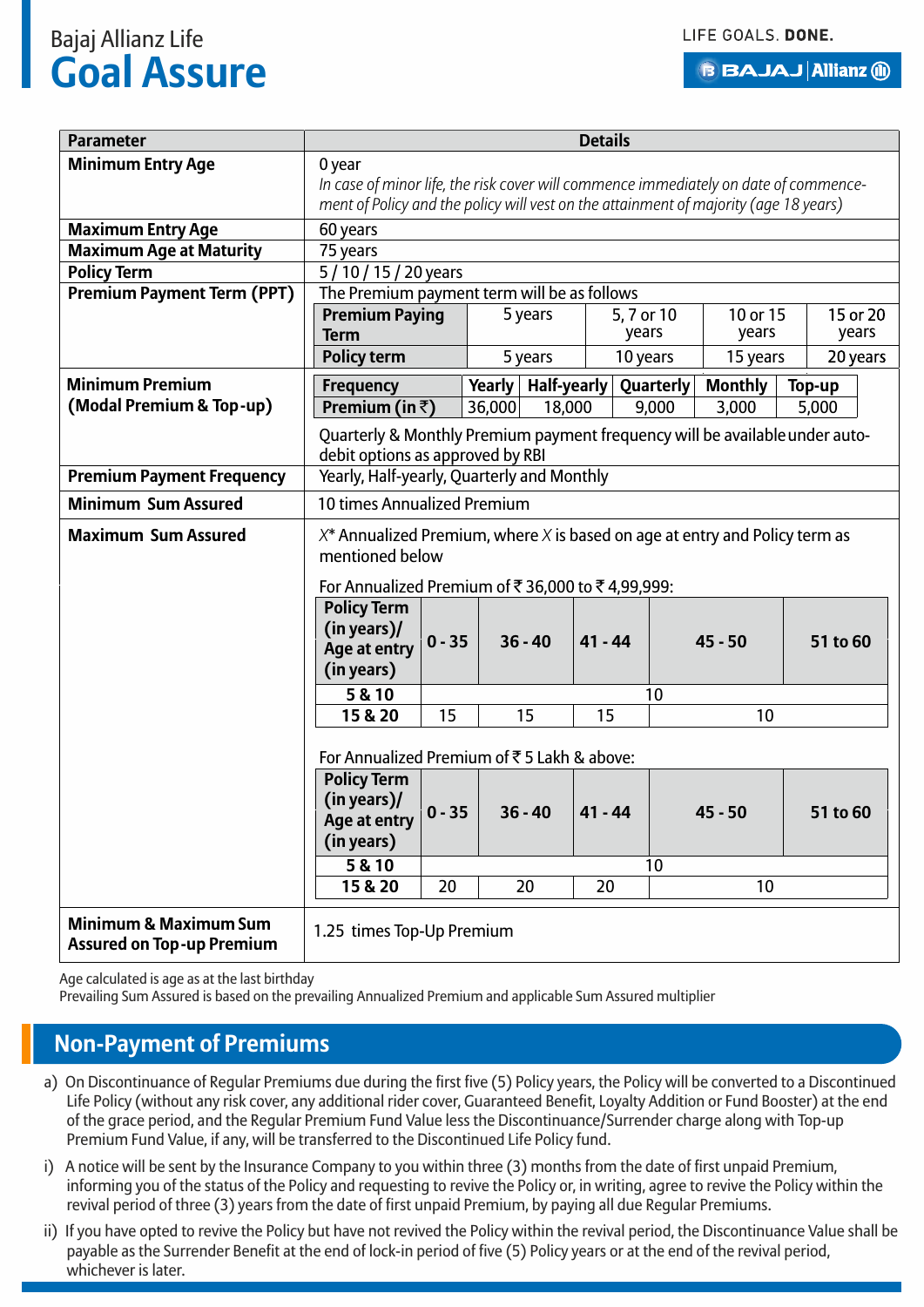# Bajaj Allianz Life Goal Assure

| Parameter | Details |
|---|---|
| **Minimum Entry Age** | 0 year<br>*In case of minor life, the risk cover will commence immediately on date of commencement of Policy and the policy will vest on the attainment of majority (age 18 years)* |
| **Maximum Entry Age** | 60 years |
| **Maximum Age at Maturity** | 75 years |
| **Policy Term** | 5 / 10 / 15 / 20 years |
| **Premium Payment Term (PPT)** | The Premium payment term will be as follows |
| **Minimum Premium (Modal Premium & Top-up)** | See table below. Quarterly & Monthly Premium payment frequency will be available under auto-debit options as approved by RBI |
| **Premium Payment Frequency** | Yearly, Half-yearly, Quarterly and Monthly |
| **Minimum Sum Assured** | 10 times Annualized Premium |
| **Maximum Sum Assured** | *X** Annualized Premium, where *X* is based on age at entry and Policy term as mentioned below |
| **Minimum & Maximum Sum Assured on Top-up Premium** | 1.25 times Top-Up Premium |

**Premium Payment Term (PPT):**

| Premium Paying Term | 5 years | 5, 7 or 10 years | 10 or 15 years | 15 or 20 years |
|---|---|---|---|---|
| **Policy term** | 5 years | 10 years | 15 years | 20 years |

**Minimum Premium (Modal Premium & Top-up):**

| Frequency | Yearly | Half-yearly | Quarterly | Monthly | Top-up |
|---|---|---|---|---|---|
| **Premium (in ₹)** | 36,000 | 18,000 | 9,000 | 3,000 | 5,000 |

Quarterly & Monthly Premium payment frequency will be available under auto-debit options as approved by RBI

**Maximum Sum Assured:**

For Annualized Premium of ₹ 36,000 to ₹ 4,99,999:

| Policy Term (in years)/ Age at entry (in years) | 0 - 35 | 36 - 40 | 41 - 44 | 45 - 50 | 51 to 60 |
|---|---|---|---|---|---|
| **5 & 10** | 10 | 10 | 10 | 10 | 10 |
| **15 & 20** | 15 | 15 | 15 | 10 | 10 |

For Annualized Premium of ₹ 5 Lakh & above:

| Policy Term (in years)/ Age at entry (in years) | 0 - 35 | 36 - 40 | 41 - 44 | 45 - 50 | 51 to 60 |
|---|---|---|---|---|---|
| **5 & 10** | 10 | 10 | 10 | 10 | 10 |
| **15 & 20** | 20 | 20 | 20 | 10 | 10 |

Age calculated is age as at the last birthday
Prevailing Sum Assured is based on the prevailing Annualized Premium and applicable Sum Assured multiplier

## Non-Payment of Premiums

a) On Discontinuance of Regular Premiums due during the first five (5) Policy years, the Policy will be converted to a Discontinued Life Policy (without any risk cover, any additional rider cover, Guaranteed Benefit, Loyalty Addition or Fund Booster) at the end of the grace period, and the Regular Premium Fund Value less the Discontinuance/Surrender charge along with Top-up Premium Fund Value, if any, will be transferred to the Discontinued Life Policy fund.

i) A notice will be sent by the Insurance Company to you within three (3) months from the date of first unpaid Premium, informing you of the status of the Policy and requesting to revive the Policy or, in writing, agree to revive the Policy within the revival period of three (3) years from the date of first unpaid Premium, by paying all due Regular Premiums.

ii) If you have opted to revive the Policy but have not revived the Policy within the revival period, the Discontinuance Value shall be payable as the Surrender Benefit at the end of lock-in period of five (5) Policy years or at the end of the revival period, whichever is later.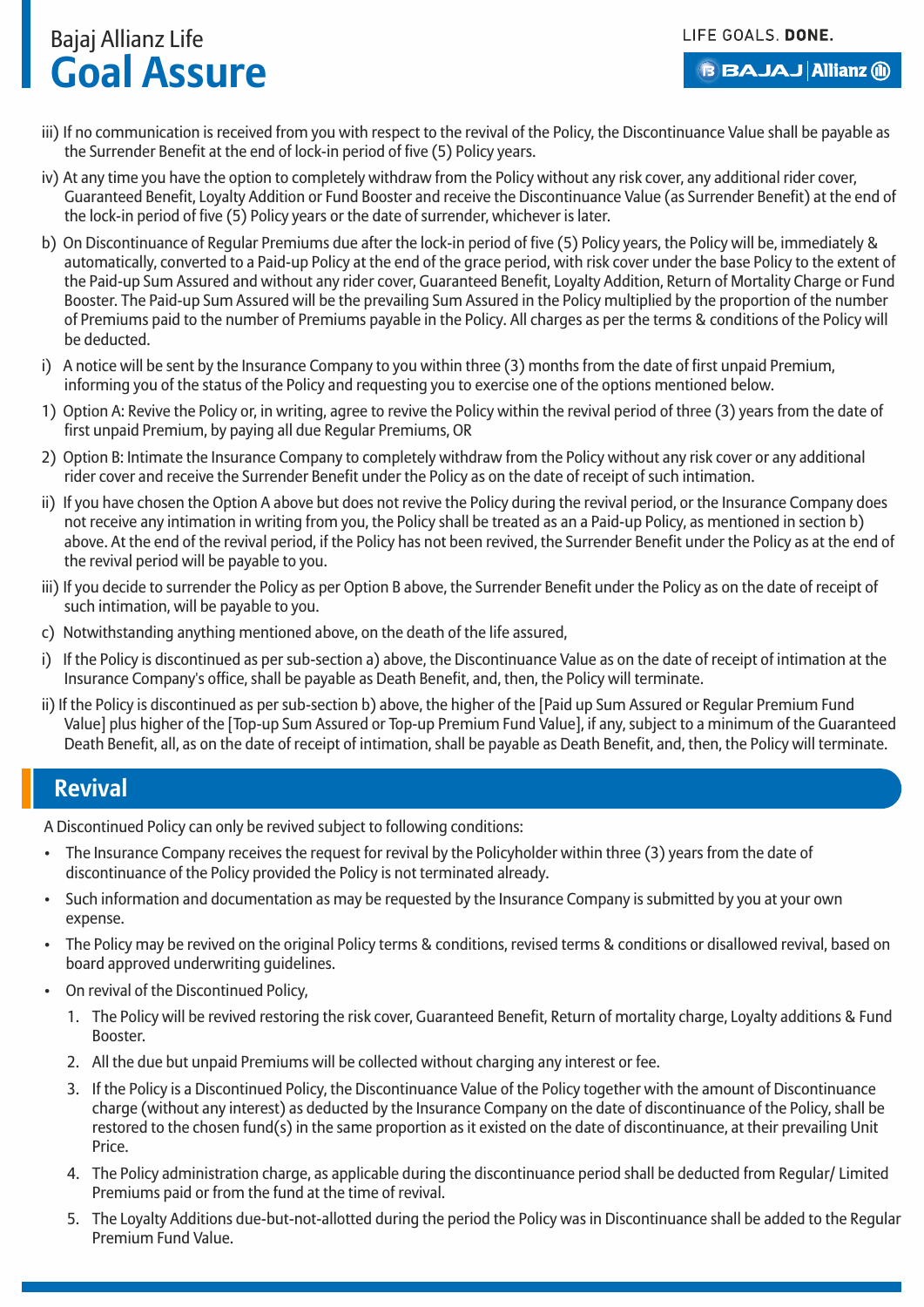iii) If no communication is received from you with respect to the revival of the Policy, the Discontinuance Value shall be payable as the Surrender Benefit at the end of lock-in period of five (5) Policy years.

iv) At any time you have the option to completely withdraw from the Policy without any risk cover, any additional rider cover, Guaranteed Benefit, Loyalty Addition or Fund Booster and receive the Discontinuance Value (as Surrender Benefit) at the end of the lock-in period of five (5) Policy years or the date of surrender, whichever is later.

b) On Discontinuance of Regular Premiums due after the lock-in period of five (5) Policy years, the Policy will be, immediately & automatically, converted to a Paid-up Policy at the end of the grace period, with risk cover under the base Policy to the extent of the Paid-up Sum Assured and without any rider cover, Guaranteed Benefit, Loyalty Addition, Return of Mortality Charge or Fund Booster. The Paid-up Sum Assured will be the prevailing Sum Assured in the Policy multiplied by the proportion of the number of Premiums paid to the number of Premiums payable in the Policy. All charges as per the terms & conditions of the Policy will be deducted.

i) A notice will be sent by the Insurance Company to you within three (3) months from the date of first unpaid Premium, informing you of the status of the Policy and requesting you to exercise one of the options mentioned below.

1) Option A: Revive the Policy or, in writing, agree to revive the Policy within the revival period of three (3) years from the date of first unpaid Premium, by paying all due Regular Premiums, OR

2) Option B: Intimate the Insurance Company to completely withdraw from the Policy without any risk cover or any additional rider cover and receive the Surrender Benefit under the Policy as on the date of receipt of such intimation.

ii) If you have chosen the Option A above but does not revive the Policy during the revival period, or the Insurance Company does not receive any intimation in writing from you, the Policy shall be treated as an a Paid-up Policy, as mentioned in section b) above. At the end of the revival period, if the Policy has not been revived, the Surrender Benefit under the Policy as at the end of the revival period will be payable to you.

iii) If you decide to surrender the Policy as per Option B above, the Surrender Benefit under the Policy as on the date of receipt of such intimation, will be payable to you.

c) Notwithstanding anything mentioned above, on the death of the life assured,

i) If the Policy is discontinued as per sub-section a) above, the Discontinuance Value as on the date of receipt of intimation at the Insurance Company's office, shall be payable as Death Benefit, and, then, the Policy will terminate.

ii) If the Policy is discontinued as per sub-section b) above, the higher of the [Paid up Sum Assured or Regular Premium Fund Value] plus higher of the [Top-up Sum Assured or Top-up Premium Fund Value], if any, subject to a minimum of the Guaranteed Death Benefit, all, as on the date of receipt of intimation, shall be payable as Death Benefit, and, then, the Policy will terminate.

## Revival

A Discontinued Policy can only be revived subject to following conditions:

- The Insurance Company receives the request for revival by the Policyholder within three (3) years from the date of discontinuance of the Policy provided the Policy is not terminated already.
- Such information and documentation as may be requested by the Insurance Company is submitted by you at your own expense.
- The Policy may be revived on the original Policy terms & conditions, revised terms & conditions or disallowed revival, based on board approved underwriting guidelines.
- On revival of the Discontinued Policy,
    1. The Policy will be revived restoring the risk cover, Guaranteed Benefit, Return of mortality charge, Loyalty additions & Fund Booster.
    2. All the due but unpaid Premiums will be collected without charging any interest or fee.
    3. If the Policy is a Discontinued Policy, the Discontinuance Value of the Policy together with the amount of Discontinuance charge (without any interest) as deducted by the Insurance Company on the date of discontinuance of the Policy, shall be restored to the chosen fund(s) in the same proportion as it existed on the date of discontinuance, at their prevailing Unit Price.
    4. The Policy administration charge, as applicable during the discontinuance period shall be deducted from Regular/ Limited Premiums paid or from the fund at the time of revival.
    5. The Loyalty Additions due-but-not-allotted during the period the Policy was in Discontinuance shall be added to the Regular Premium Fund Value.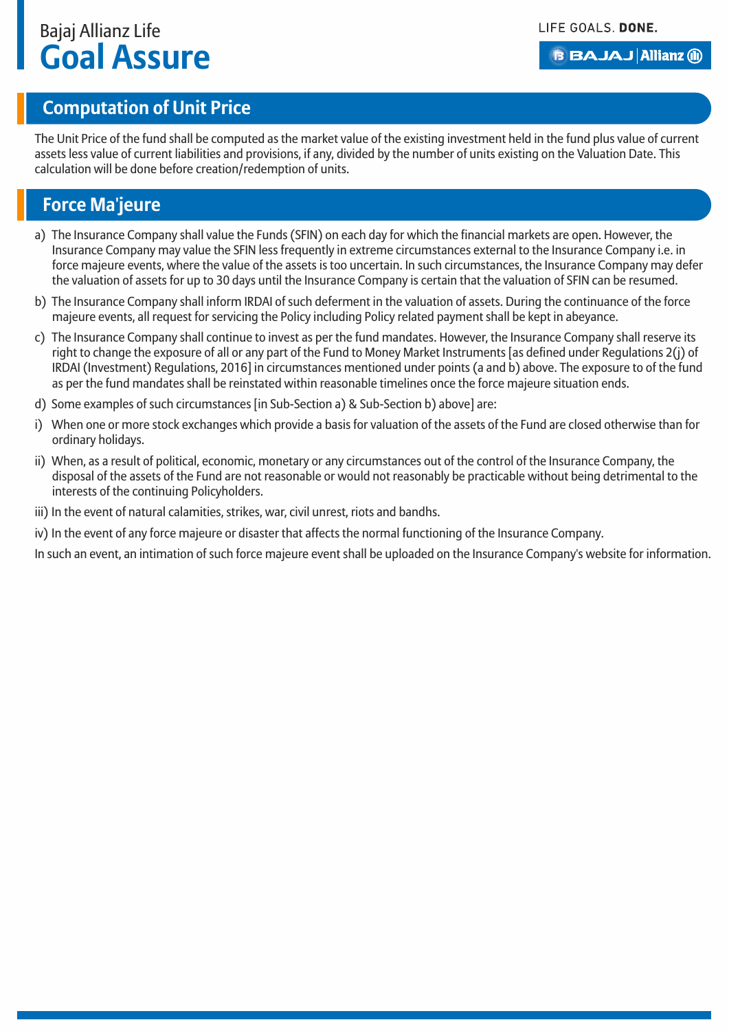## Computation of Unit Price

The Unit Price of the fund shall be computed as the market value of the existing investment held in the fund plus value of current assets less value of current liabilities and provisions, if any, divided by the number of units existing on the Valuation Date. This calculation will be done before creation/redemption of units.

## Force Ma'jeure

a) The Insurance Company shall value the Funds (SFIN) on each day for which the financial markets are open. However, the Insurance Company may value the SFIN less frequently in extreme circumstances external to the Insurance Company i.e. in force majeure events, where the value of the assets is too uncertain. In such circumstances, the Insurance Company may defer the valuation of assets for up to 30 days until the Insurance Company is certain that the valuation of SFIN can be resumed.

b) The Insurance Company shall inform IRDAI of such deferment in the valuation of assets. During the continuance of the force majeure events, all request for servicing the Policy including Policy related payment shall be kept in abeyance.

c) The Insurance Company shall continue to invest as per the fund mandates. However, the Insurance Company shall reserve its right to change the exposure of all or any part of the Fund to Money Market Instruments [as defined under Regulations 2(j) of IRDAI (Investment) Regulations, 2016] in circumstances mentioned under points (a and b) above. The exposure to of the fund as per the fund mandates shall be reinstated within reasonable timelines once the force majeure situation ends.

d) Some examples of such circumstances [in Sub-Section a) & Sub-Section b) above] are:

i) When one or more stock exchanges which provide a basis for valuation of the assets of the Fund are closed otherwise than for ordinary holidays.

ii) When, as a result of political, economic, monetary or any circumstances out of the control of the Insurance Company, the disposal of the assets of the Fund are not reasonable or would not reasonably be practicable without being detrimental to the interests of the continuing Policyholders.

iii) In the event of natural calamities, strikes, war, civil unrest, riots and bandhs.

iv) In the event of any force majeure or disaster that affects the normal functioning of the Insurance Company.

In such an event, an intimation of such force majeure event shall be uploaded on the Insurance Company's website for information.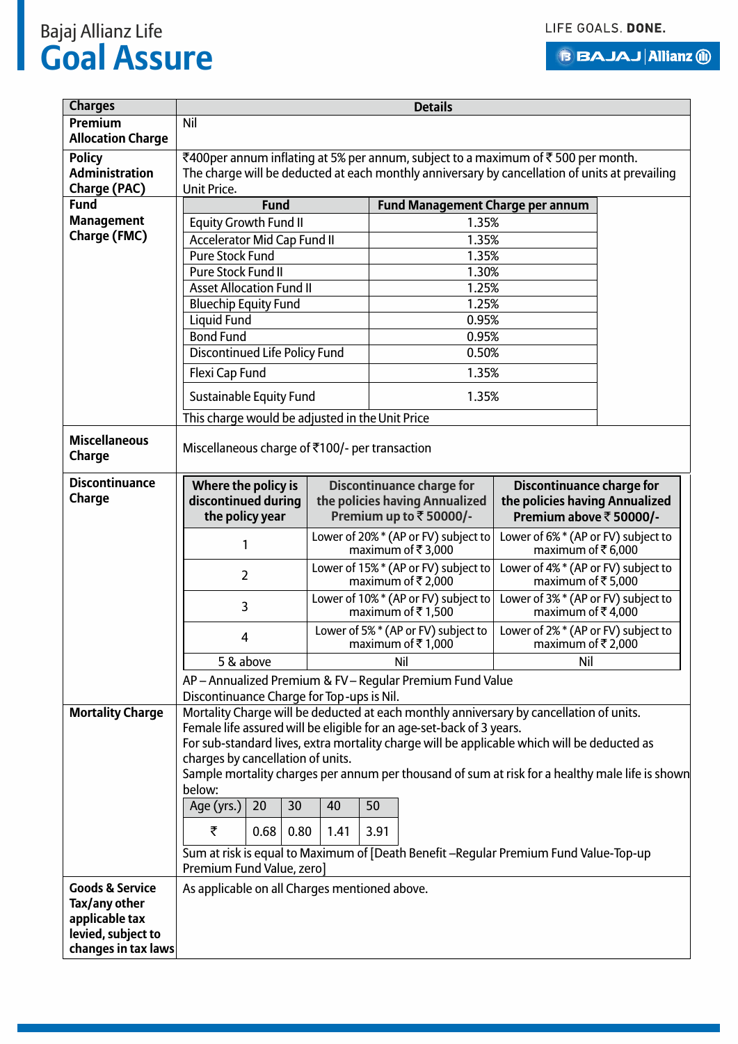| Charges | Details |
|---|---|
| **Premium Allocation Charge** | Nil |
| **Policy Administration Charge (PAC)** | ₹400per annum inflating at 5% per annum, subject to a maximum of ₹ 500 per month. The charge will be deducted at each monthly anniversary by cancellation of units at prevailing Unit Price. |
| **Fund Management Charge (FMC)** | (see table below) This charge would be adjusted in the Unit Price |
| **Miscellaneous Charge** | Miscellaneous charge of ₹100/- per transaction |
| **Discontinuance Charge** | (see table below) AP – Annualized Premium & FV – Regular Premium Fund Value. Discontinuance Charge for Top-ups is Nil. |
| **Mortality Charge** | Mortality Charge will be deducted at each monthly anniversary by cancellation of units. Female life assured will be eligible for an age-set-back of 3 years. For sub-standard lives, extra mortality charge will be applicable which will be deducted as charges by cancellation of units. Sample mortality charges per annum per thousand of sum at risk for a healthy male life is shown below: (see table below) Sum at risk is equal to Maximum of [Death Benefit –Regular Premium Fund Value-Top-up Premium Fund Value, zero] |
| **Goods & Service Tax/any other applicable tax levied, subject to changes in tax laws** | As applicable on all Charges mentioned above. |

**Fund Management Charge (FMC)**

| Fund | Fund Management Charge per annum |
|---|---|
| Equity Growth Fund II | 1.35% |
| Accelerator Mid Cap Fund II | 1.35% |
| Pure Stock Fund | 1.35% |
| Pure Stock Fund II | 1.30% |
| Asset Allocation Fund II | 1.25% |
| Bluechip Equity Fund | 1.25% |
| Liquid Fund | 0.95% |
| Bond Fund | 0.95% |
| Discontinued Life Policy Fund | 0.50% |
| Flexi Cap Fund | 1.35% |
| Sustainable Equity Fund | 1.35% |

This charge would be adjusted in the Unit Price

**Discontinuance Charge**

| Where the policy is discontinued during the policy year | Discontinuance charge for the policies having Annualized Premium up to ₹ 50000/- | Discontinuance charge for the policies having Annualized Premium above ₹ 50000/- |
|---|---|---|
| 1 | Lower of 20% * (AP or FV) subject to maximum of ₹ 3,000 | Lower of 6% * (AP or FV) subject to maximum of ₹ 6,000 |
| 2 | Lower of 15% * (AP or FV) subject to maximum of ₹ 2,000 | Lower of 4% * (AP or FV) subject to maximum of ₹ 5,000 |
| 3 | Lower of 10% * (AP or FV) subject to maximum of ₹ 1,500 | Lower of 3% * (AP or FV) subject to maximum of ₹ 4,000 |
| 4 | Lower of 5% * (AP or FV) subject to maximum of ₹ 1,000 | Lower of 2% * (AP or FV) subject to maximum of ₹ 2,000 |
| 5 & above | Nil | Nil |

AP – Annualized Premium & FV – Regular Premium Fund Value
Discontinuance Charge for Top-ups is Nil.

**Mortality Charge** (sample, per annum per thousand of sum at risk for a healthy male life)

| Age (yrs.) | 20 | 30 | 40 | 50 |
|---|---|---|---|---|
| ₹ | 0.68 | 0.80 | 1.41 | 3.91 |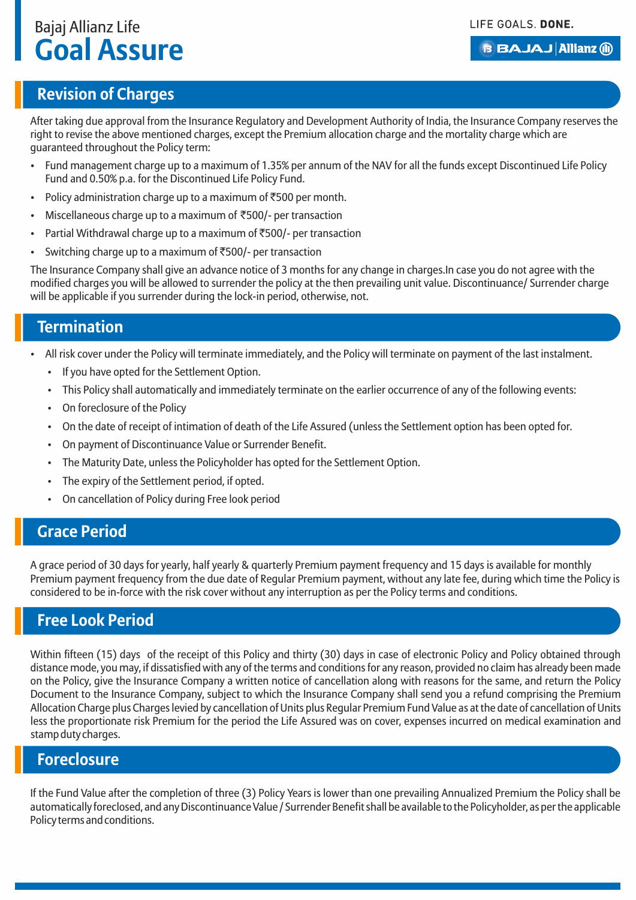## Revision of Charges

After taking due approval from the Insurance Regulatory and Development Authority of India, the Insurance Company reserves the right to revise the above mentioned charges, except the Premium allocation charge and the mortality charge which are guaranteed throughout the Policy term:

- Fund management charge up to a maximum of 1.35% per annum of the NAV for all the funds except Discontinued Life Policy Fund and 0.50% p.a. for the Discontinued Life Policy Fund.
- Policy administration charge up to a maximum of ₹500 per month.
- Miscellaneous charge up to a maximum of ₹500/- per transaction
- Partial Withdrawal charge up to a maximum of ₹500/- per transaction
- Switching charge up to a maximum of ₹500/- per transaction

The Insurance Company shall give an advance notice of 3 months for any change in charges.In case you do not agree with the modified charges you will be allowed to surrender the policy at the then prevailing unit value. Discontinuance/ Surrender charge will be applicable if you surrender during the lock-in period, otherwise, not.

## Termination

- All risk cover under the Policy will terminate immediately, and the Policy will terminate on payment of the last instalment.
  - If you have opted for the Settlement Option.
  - This Policy shall automatically and immediately terminate on the earlier occurrence of any of the following events:
  - On foreclosure of the Policy
  - On the date of receipt of intimation of death of the Life Assured (unless the Settlement option has been opted for.
  - On payment of Discontinuance Value or Surrender Benefit.
  - The Maturity Date, unless the Policyholder has opted for the Settlement Option.
  - The expiry of the Settlement period, if opted.
  - On cancellation of Policy during Free look period

## Grace Period

A grace period of 30 days for yearly, half yearly & quarterly Premium payment frequency and 15 days is available for monthly Premium payment frequency from the due date of Regular Premium payment, without any late fee, during which time the Policy is considered to be in-force with the risk cover without any interruption as per the Policy terms and conditions.

## Free Look Period

Within fifteen (15) days of the receipt of this Policy and thirty (30) days in case of electronic Policy and Policy obtained through distance mode, you may, if dissatisfied with any of the terms and conditions for any reason, provided no claim has already been made on the Policy, give the Insurance Company a written notice of cancellation along with reasons for the same, and return the Policy Document to the Insurance Company, subject to which the Insurance Company shall send you a refund comprising the Premium Allocation Charge plus Charges levied by cancellation of Units plus Regular Premium Fund Value as at the date of cancellation of Units less the proportionate risk Premium for the period the Life Assured was on cover, expenses incurred on medical examination and stamp duty charges.

## Foreclosure

If the Fund Value after the completion of three (3) Policy Years is lower than one prevailing Annualized Premium the Policy shall be automatically foreclosed, and any Discontinuance Value / Surrender Benefit shall be available to the Policyholder, as per the applicable Policy terms and conditions.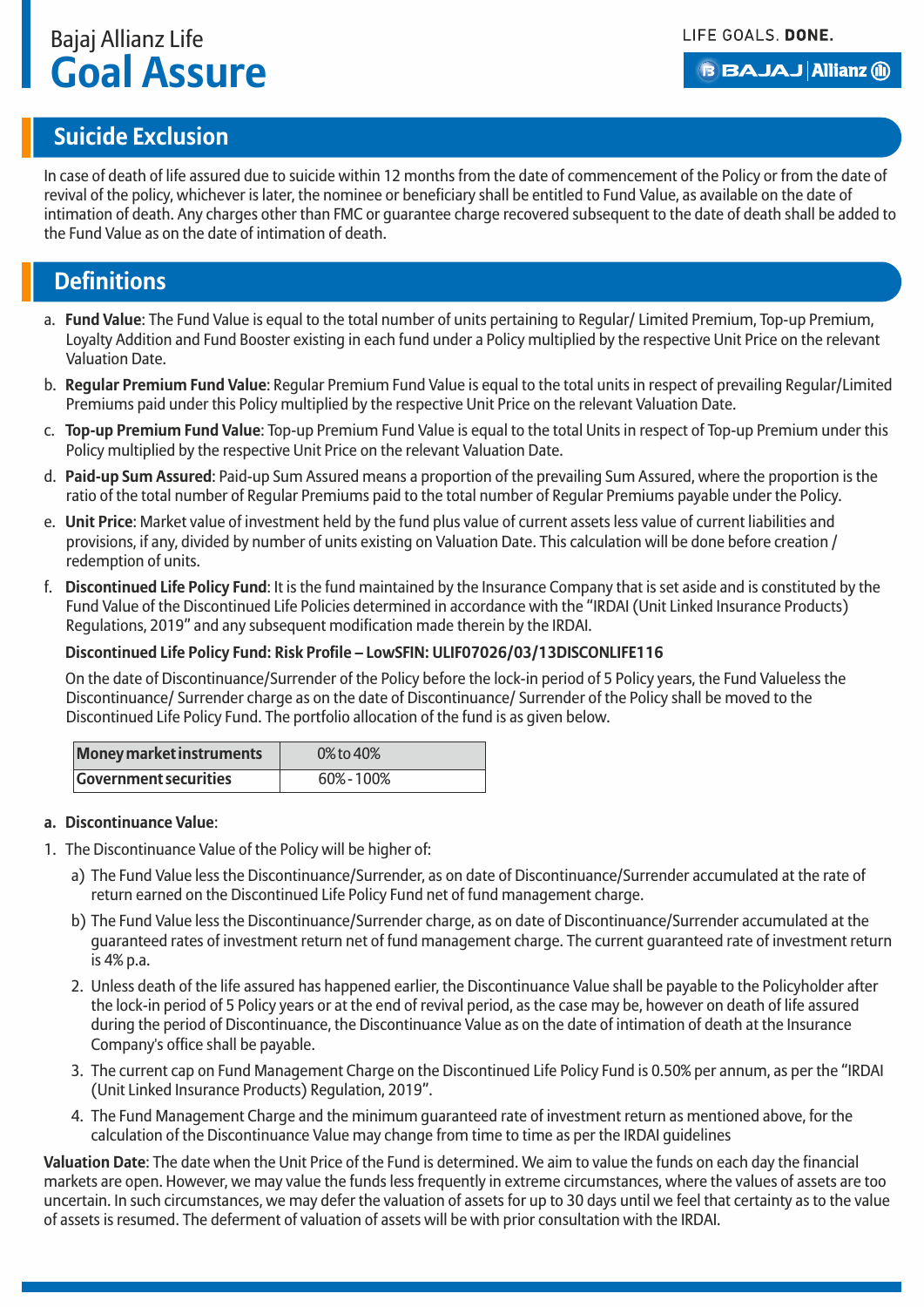## Suicide Exclusion

In case of death of life assured due to suicide within 12 months from the date of commencement of the Policy or from the date of revival of the policy, whichever is later, the nominee or beneficiary shall be entitled to Fund Value, as available on the date of intimation of death. Any charges other than FMC or guarantee charge recovered subsequent to the date of death shall be added to the Fund Value as on the date of intimation of death.

## Definitions

a. **Fund Value**: The Fund Value is equal to the total number of units pertaining to Regular/ Limited Premium, Top-up Premium, Loyalty Addition and Fund Booster existing in each fund under a Policy multiplied by the respective Unit Price on the relevant Valuation Date.

b. **Regular Premium Fund Value**: Regular Premium Fund Value is equal to the total units in respect of prevailing Regular/Limited Premiums paid under this Policy multiplied by the respective Unit Price on the relevant Valuation Date.

c. **Top-up Premium Fund Value**: Top-up Premium Fund Value is equal to the total Units in respect of Top-up Premium under this Policy multiplied by the respective Unit Price on the relevant Valuation Date.

d. **Paid-up Sum Assured**: Paid-up Sum Assured means a proportion of the prevailing Sum Assured, where the proportion is the ratio of the total number of Regular Premiums paid to the total number of Regular Premiums payable under the Policy.

e. **Unit Price**: Market value of investment held by the fund plus value of current assets less value of current liabilities and provisions, if any, divided by number of units existing on Valuation Date. This calculation will be done before creation / redemption of units.

f. **Discontinued Life Policy Fund**: It is the fund maintained by the Insurance Company that is set aside and is constituted by the Fund Value of the Discontinued Life Policies determined in accordance with the "IRDAI (Unit Linked Insurance Products) Regulations, 2019" and any subsequent modification made therein by the IRDAI.

**Discontinued Life Policy Fund: Risk Profile – LowSFIN: ULIF07026/03/13DISCONLIFE116**

On the date of Discontinuance/Surrender of the Policy before the lock-in period of 5 Policy years, the Fund Valueless the Discontinuance/ Surrender charge as on the date of Discontinuance/ Surrender of the Policy shall be moved to the Discontinued Life Policy Fund. The portfolio allocation of the fund is as given below.

| **Money market instruments** | 0% to 40% |
|---|---|
| **Government securities** | 60% - 100% |

**a. Discontinuance Value**:

1. The Discontinuance Value of the Policy will be higher of:

   a) The Fund Value less the Discontinuance/Surrender, as on date of Discontinuance/Surrender accumulated at the rate of return earned on the Discontinued Life Policy Fund net of fund management charge.

   b) The Fund Value less the Discontinuance/Surrender charge, as on date of Discontinuance/Surrender accumulated at the guaranteed rates of investment return net of fund management charge. The current guaranteed rate of investment return is 4% p.a.

   2. Unless death of the life assured has happened earlier, the Discontinuance Value shall be payable to the Policyholder after the lock-in period of 5 Policy years or at the end of revival period, as the case may be, however on death of life assured during the period of Discontinuance, the Discontinuance Value as on the date of intimation of death at the Insurance Company's office shall be payable.

   3. The current cap on Fund Management Charge on the Discontinued Life Policy Fund is 0.50% per annum, as per the "IRDAI (Unit Linked Insurance Products) Regulation, 2019".

   4. The Fund Management Charge and the minimum guaranteed rate of investment return as mentioned above, for the calculation of the Discontinuance Value may change from time to time as per the IRDAI guidelines

**Valuation Date**: The date when the Unit Price of the Fund is determined. We aim to value the funds on each day the financial markets are open. However, we may value the funds less frequently in extreme circumstances, where the values of assets are too uncertain. In such circumstances, we may defer the valuation of assets for up to 30 days until we feel that certainty as to the value of assets is resumed. The deferment of valuation of assets will be with prior consultation with the IRDAI.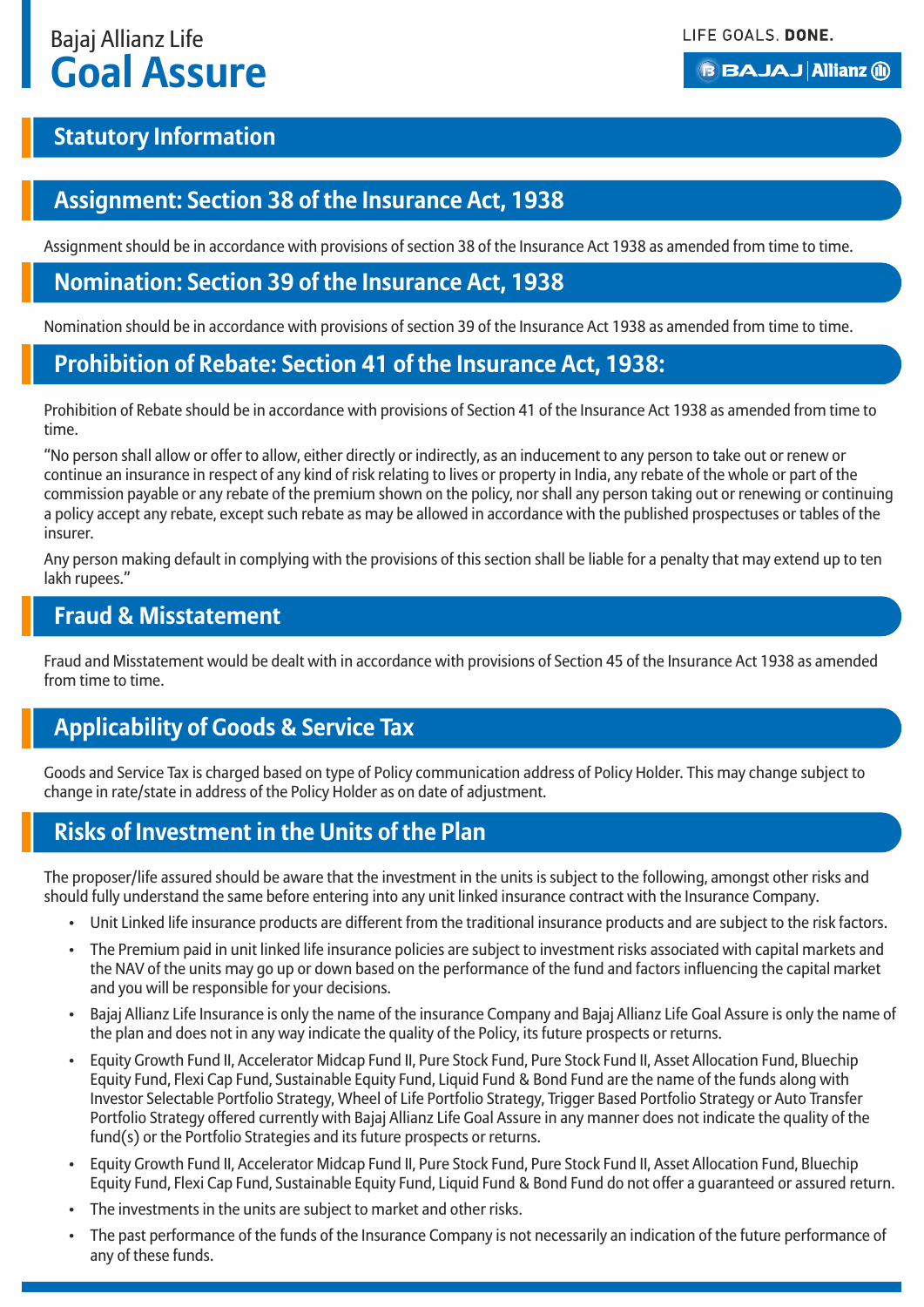# Bajaj Allianz Life
# Goal Assure

LIFE GOALS. **DONE.**

## Statutory Information

## Assignment: Section 38 of the Insurance Act, 1938

Assignment should be in accordance with provisions of section 38 of the Insurance Act 1938 as amended from time to time.

## Nomination: Section 39 of the Insurance Act, 1938

Nomination should be in accordance with provisions of section 39 of the Insurance Act 1938 as amended from time to time.

## Prohibition of Rebate: Section 41 of the Insurance Act, 1938:

Prohibition of Rebate should be in accordance with provisions of Section 41 of the Insurance Act 1938 as amended from time to time.

"No person shall allow or offer to allow, either directly or indirectly, as an inducement to any person to take out or renew or continue an insurance in respect of any kind of risk relating to lives or property in India, any rebate of the whole or part of the commission payable or any rebate of the premium shown on the policy, nor shall any person taking out or renewing or continuing a policy accept any rebate, except such rebate as may be allowed in accordance with the published prospectuses or tables of the insurer.

Any person making default in complying with the provisions of this section shall be liable for a penalty that may extend up to ten lakh rupees."

## Fraud & Misstatement

Fraud and Misstatement would be dealt with in accordance with provisions of Section 45 of the Insurance Act 1938 as amended from time to time.

## Applicability of Goods & Service Tax

Goods and Service Tax is charged based on type of Policy communication address of Policy Holder. This may change subject to change in rate/state in address of the Policy Holder as on date of adjustment.

## Risks of Investment in the Units of the Plan

The proposer/life assured should be aware that the investment in the units is subject to the following, amongst other risks and should fully understand the same before entering into any unit linked insurance contract with the Insurance Company.

- Unit Linked life insurance products are different from the traditional insurance products and are subject to the risk factors.
- The Premium paid in unit linked life insurance policies are subject to investment risks associated with capital markets and the NAV of the units may go up or down based on the performance of the fund and factors influencing the capital market and you will be responsible for your decisions.
- Bajaj Allianz Life Insurance is only the name of the insurance Company and Bajaj Allianz Life Goal Assure is only the name of the plan and does not in any way indicate the quality of the Policy, its future prospects or returns.
- Equity Growth Fund II, Accelerator Midcap Fund II, Pure Stock Fund, Pure Stock Fund II, Asset Allocation Fund, Bluechip Equity Fund, Flexi Cap Fund, Sustainable Equity Fund, Liquid Fund & Bond Fund are the name of the funds along with Investor Selectable Portfolio Strategy, Wheel of Life Portfolio Strategy, Trigger Based Portfolio Strategy or Auto Transfer Portfolio Strategy offered currently with Bajaj Allianz Life Goal Assure in any manner does not indicate the quality of the fund(s) or the Portfolio Strategies and its future prospects or returns.
- Equity Growth Fund II, Accelerator Midcap Fund II, Pure Stock Fund, Pure Stock Fund II, Asset Allocation Fund, Bluechip Equity Fund, Flexi Cap Fund, Sustainable Equity Fund, Liquid Fund & Bond Fund do not offer a guaranteed or assured return.
- The investments in the units are subject to market and other risks.
- The past performance of the funds of the Insurance Company is not necessarily an indication of the future performance of any of these funds.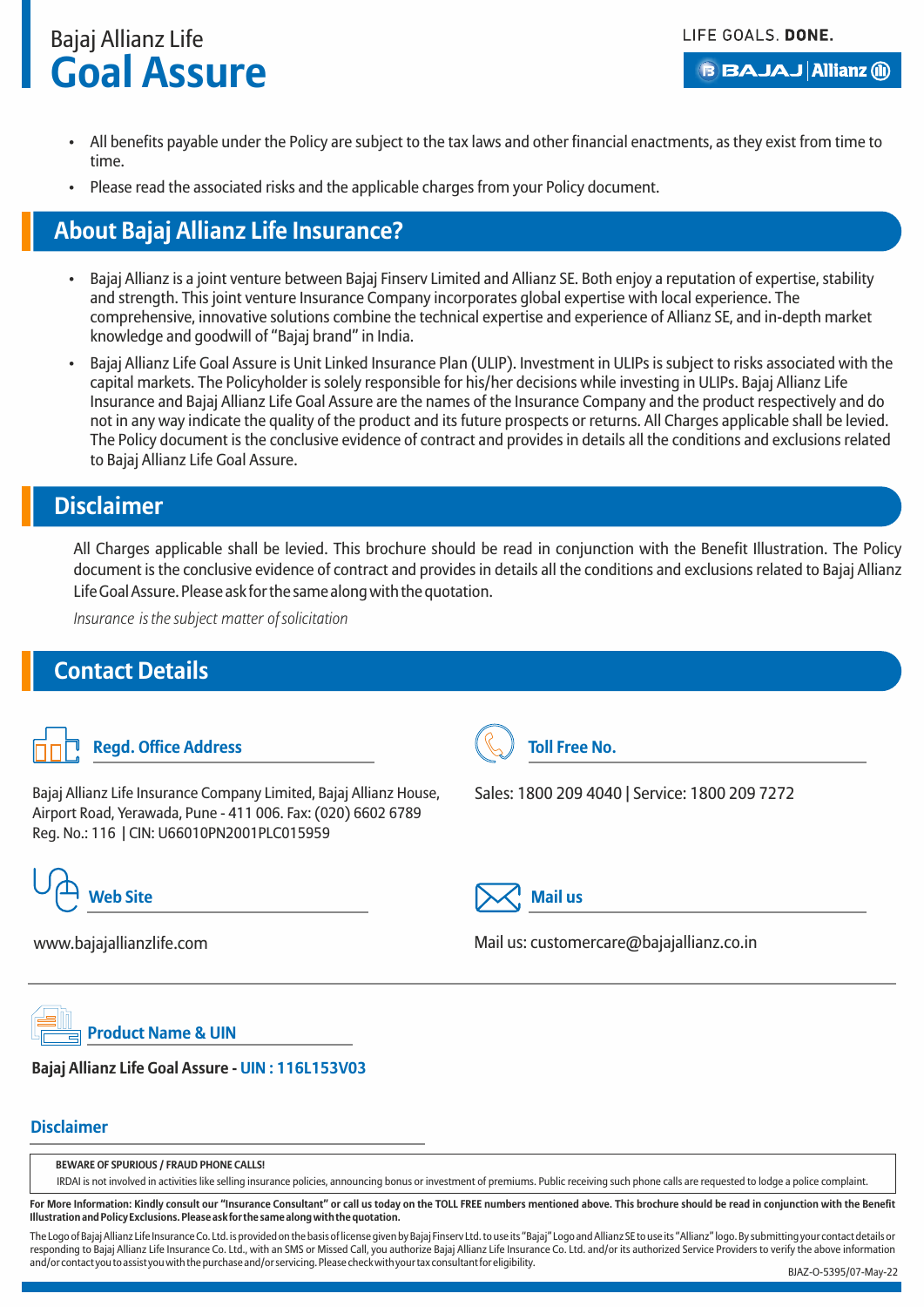- All benefits payable under the Policy are subject to the tax laws and other financial enactments, as they exist from time to time.
- Please read the associated risks and the applicable charges from your Policy document.

## About Bajaj Allianz Life Insurance?

- Bajaj Allianz is a joint venture between Bajaj Finserv Limited and Allianz SE. Both enjoy a reputation of expertise, stability and strength. This joint venture Insurance Company incorporates global expertise with local experience. The comprehensive, innovative solutions combine the technical expertise and experience of Allianz SE, and in-depth market knowledge and goodwill of "Bajaj brand" in India.
- Bajaj Allianz Life Goal Assure is Unit Linked Insurance Plan (ULIP). Investment in ULIPs is subject to risks associated with the capital markets. The Policyholder is solely responsible for his/her decisions while investing in ULIPs. Bajaj Allianz Life Insurance and Bajaj Allianz Life Goal Assure are the names of the Insurance Company and the product respectively and do not in any way indicate the quality of the product and its future prospects or returns. All Charges applicable shall be levied. The Policy document is the conclusive evidence of contract and provides in details all the conditions and exclusions related to Bajaj Allianz Life Goal Assure.

## Disclaimer

All Charges applicable shall be levied. This brochure should be read in conjunction with the Benefit Illustration. The Policy document is the conclusive evidence of contract and provides in details all the conditions and exclusions related to Bajaj Allianz Life Goal Assure. Please ask for the same along with the quotation.

*Insurance is the subject matter of solicitation*

## Contact Details

### Regd. Office Address

Bajaj Allianz Life Insurance Company Limited, Bajaj Allianz House, Airport Road, Yerawada, Pune - 411 006. Fax: (020) 6602 6789
Reg. No.: 116 | CIN: U66010PN2001PLC015959

### Toll Free No.

Sales: 1800 209 4040 | Service: 1800 209 7272

### Web Site

www.bajajallianzlife.com

### Mail us

Mail us: customercare@bajajallianz.co.in

### Product Name & UIN

**Bajaj Allianz Life Goal Assure - UIN : 116L153V03**

### Disclaimer

**BEWARE OF SPURIOUS / FRAUD PHONE CALLS!**
IRDAI is not involved in activities like selling insurance policies, announcing bonus or investment of premiums. Public receiving such phone calls are requested to lodge a police complaint.

**For More Information: Kindly consult our "Insurance Consultant" or call us today on the TOLL FREE numbers mentioned above. This brochure should be read in conjunction with the Benefit Illustration and Policy Exclusions. Please ask for the same along with the quotation.**

The Logo of Bajaj Allianz Life Insurance Co. Ltd. is provided on the basis of license given by Bajaj Finserv Ltd. to use its "Bajaj" Logo and Allianz SE to use its "Allianz" logo. By submitting your contact details or responding to Bajaj Allianz Life Insurance Co. Ltd., with an SMS or Missed Call, you authorize Bajaj Allianz Life Insurance Co. Ltd. and/or its authorized Service Providers to verify the above information and/or contact you to assist you with the purchase and/or servicing. Please check with your tax consultant for eligibility.

BJAZ-O-5395/07-May-22